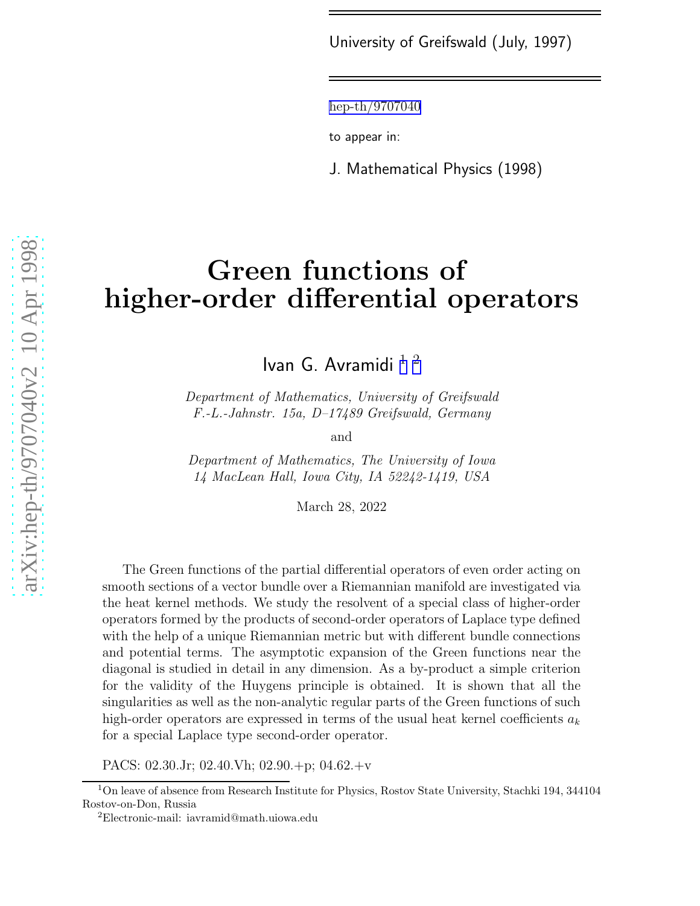University of Greifswald (July, 1997)

hep-th/9707040

to appear in:

J. Mathematical Physics (1998)

# Green functions of higher-order differential operators

Ivan G. Avramidi [1] [2]

*Department of Mathematics, University of Greifswald*
*F.-L.-Jahnstr. 15a, D–17489 Greifswald, Germany*

and

*Department of Mathematics, The University of Iowa*
*14 MacLean Hall, Iowa City, IA 52242-1419, USA*

March 28, 2022

The Green functions of the partial differential operators of even order acting on smooth sections of a vector bundle over a Riemannian manifold are investigated via the heat kernel methods. We study the resolvent of a special class of higher-order operators formed by the products of second-order operators of Laplace type defined with the help of a unique Riemannian metric but with different bundle connections and potential terms. The asymptotic expansion of the Green functions near the diagonal is studied in detail in any dimension. As a by-product a simple criterion for the validity of the Huygens principle is obtained. It is shown that all the singularities as well as the non-analytic regular parts of the Green functions of such high-order operators are expressed in terms of the usual heat kernel coefficients $a_k$ for a special Laplace type second-order operator.

PACS: 02.30.Jr; 02.40.Vh; 02.90.+p; 04.62.+v

[1] On leave of absence from Research Institute for Physics, Rostov State University, Stachki 194, 344104 Rostov-on-Don, Russia

[2] Electronic-mail: iavramid@math.uiowa.edu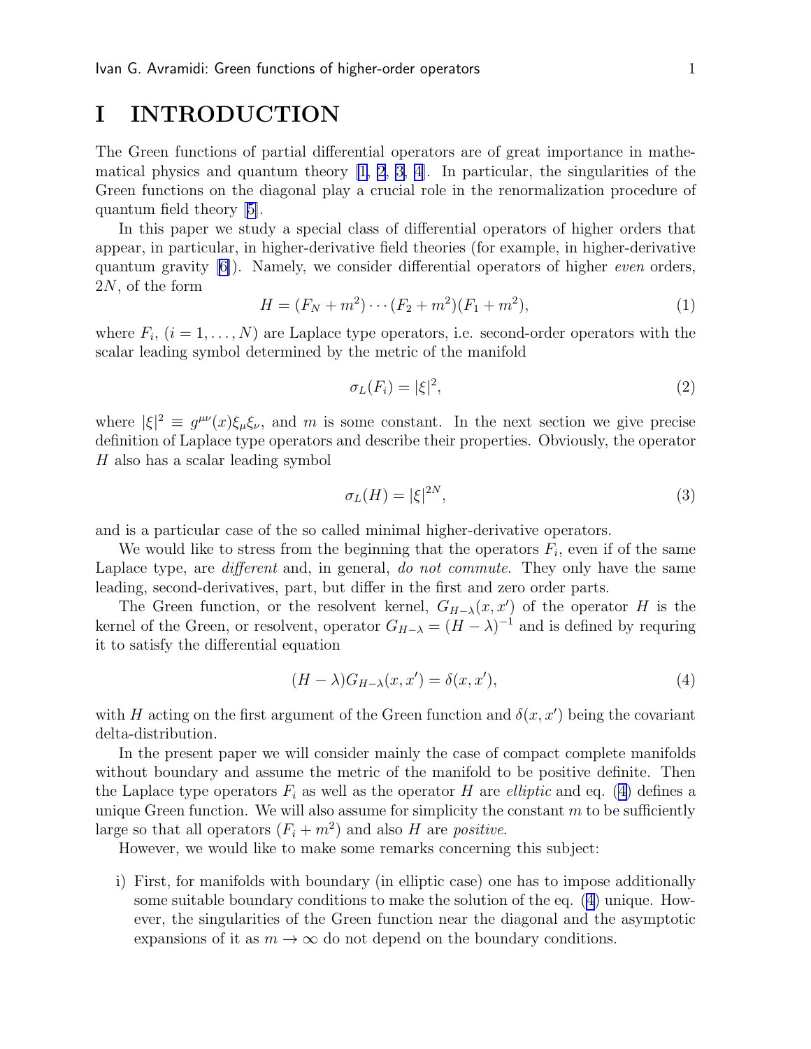# I INTRODUCTION

The Green functions of partial differential operators are of great importance in mathematical physics and quantum theory [1, 2, 3, 4]. In particular, the singularities of the Green functions on the diagonal play a crucial role in the renormalization procedure of quantum field theory [5].

In this paper we study a special class of differential operators of higher orders that appear, in particular, in higher-derivative field theories (for example, in higher-derivative quantum gravity [6]). Namely, we consider differential operators of higher *even* orders, $2N$, of the form

$$H = (F_N + m^2) \cdots (F_2 + m^2)(F_1 + m^2), \tag{1}$$

where $F_i$, $(i = 1, \dots, N)$ are Laplace type operators, i.e. second-order operators with the scalar leading symbol determined by the metric of the manifold

$$\sigma_L(F_i) = |\xi|^2, \tag{2}$$

where $|\xi|^2 \equiv g^{\mu\nu}(x)\xi_\mu\xi_\nu$, and $m$ is some constant. In the next section we give precise definition of Laplace type operators and describe their properties. Obviously, the operator $H$ also has a scalar leading symbol

$$\sigma_L(H) = |\xi|^{2N}, \tag{3}$$

and is a particular case of the so called minimal higher-derivative operators.

We would like to stress from the beginning that the operators $F_i$, even if of the same Laplace type, are *different* and, in general, *do not commute*. They only have the same leading, second-derivatives, part, but differ in the first and zero order parts.

The Green function, or the resolvent kernel, $G_{H-\lambda}(x, x')$ of the operator $H$ is the kernel of the Green, or resolvent, operator $G_{H-\lambda} = (H - \lambda)^{-1}$ and is defined by requring it to satisfy the differential equation

$$(H - \lambda)G_{H-\lambda}(x, x') = \delta(x, x'), \tag{4}$$

with $H$ acting on the first argument of the Green function and $\delta(x, x')$ being the covariant delta-distribution.

In the present paper we will consider mainly the case of compact complete manifolds without boundary and assume the metric of the manifold to be positive definite. Then the Laplace type operators $F_i$ as well as the operator $H$ are *elliptic* and eq. (4) defines a unique Green function. We will also assume for simplicity the constant $m$ to be sufficiently large so that all operators $(F_i + m^2)$ and also $H$ are *positive*.

However, we would like to make some remarks concerning this subject:

i) First, for manifolds with boundary (in elliptic case) one has to impose additionally some suitable boundary conditions to make the solution of the eq. (4) unique. However, the singularities of the Green function near the diagonal and the asymptotic expansions of it as $m \to \infty$ do not depend on the boundary conditions.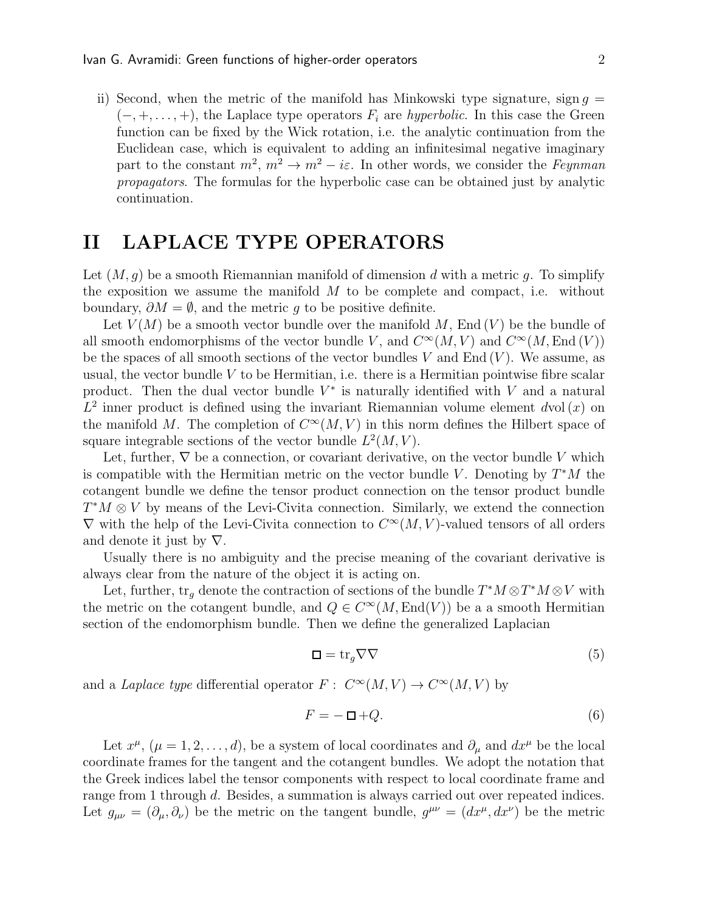ii) Second, when the metric of the manifold has Minkowski type signature, $\operatorname{sign} g = (-,+,\dots,+)$, the Laplace type operators $F_i$ are *hyperbolic*. In this case the Green function can be fixed by the Wick rotation, i.e. the analytic continuation from the Euclidean case, which is equivalent to adding an infinitesimal negative imaginary part to the constant $m^2$, $m^2 \to m^2 - i\varepsilon$. In other words, we consider the *Feynman propagators*. The formulas for the hyperbolic case can be obtained just by analytic continuation.

## II LAPLACE TYPE OPERATORS

Let $(M, g)$ be a smooth Riemannian manifold of dimension $d$ with a metric $g$. To simplify the exposition we assume the manifold $M$ to be complete and compact, i.e. without boundary, $\partial M = \emptyset$, and the metric $g$ to be positive definite.

Let $V(M)$ be a smooth vector bundle over the manifold $M$, $\mathrm{End}\,(V)$ be the bundle of all smooth endomorphisms of the vector bundle $V$, and $C^\infty(M, V)$ and $C^\infty(M, \mathrm{End}\,(V))$ be the spaces of all smooth sections of the vector bundles $V$ and $\mathrm{End}\,(V)$. We assume, as usual, the vector bundle $V$ to be Hermitian, i.e. there is a Hermitian pointwise fibre scalar product. Then the dual vector bundle $V^*$ is naturally identified with $V$ and a natural $L^2$ inner product is defined using the invariant Riemannian volume element $d\mathrm{vol}\,(x)$ on the manifold $M$. The completion of $C^\infty(M, V)$ in this norm defines the Hilbert space of square integrable sections of the vector bundle $L^2(M, V)$.

Let, further, $\nabla$ be a connection, or covariant derivative, on the vector bundle $V$ which is compatible with the Hermitian metric on the vector bundle $V$. Denoting by $T^*M$ the cotangent bundle we define the tensor product connection on the tensor product bundle $T^*M \otimes V$ by means of the Levi-Civita connection. Similarly, we extend the connection $\nabla$ with the help of the Levi-Civita connection to $C^\infty(M, V)$-valued tensors of all orders and denote it just by $\nabla$.

Usually there is no ambiguity and the precise meaning of the covariant derivative is always clear from the nature of the object it is acting on.

Let, further, $\mathrm{tr}_g$ denote the contraction of sections of the bundle $T^*M \otimes T^*M \otimes V$ with the metric on the cotangent bundle, and $Q \in C^\infty(M, \mathrm{End}(V))$ be a a smooth Hermitian section of the endomorphism bundle. Then we define the generalized Laplacian

$$
\square = \mathrm{tr}_g \nabla\nabla \tag{5}
$$

and a *Laplace type* differential operator $F : \ C^\infty(M, V) \to C^\infty(M, V)$ by

$$
F = -\square + Q. \tag{6}
$$

Let $x^\mu$, $(\mu = 1, 2, \dots, d)$, be a system of local coordinates and $\partial_\mu$ and $dx^\mu$ be the local coordinate frames for the tangent and the cotangent bundles. We adopt the notation that the Greek indices label the tensor components with respect to local coordinate frame and range from 1 through $d$. Besides, a summation is always carried out over repeated indices. Let $g_{\mu\nu} = (\partial_\mu, \partial_\nu)$ be the metric on the tangent bundle, $g^{\mu\nu} = (dx^\mu, dx^\nu)$ be the metric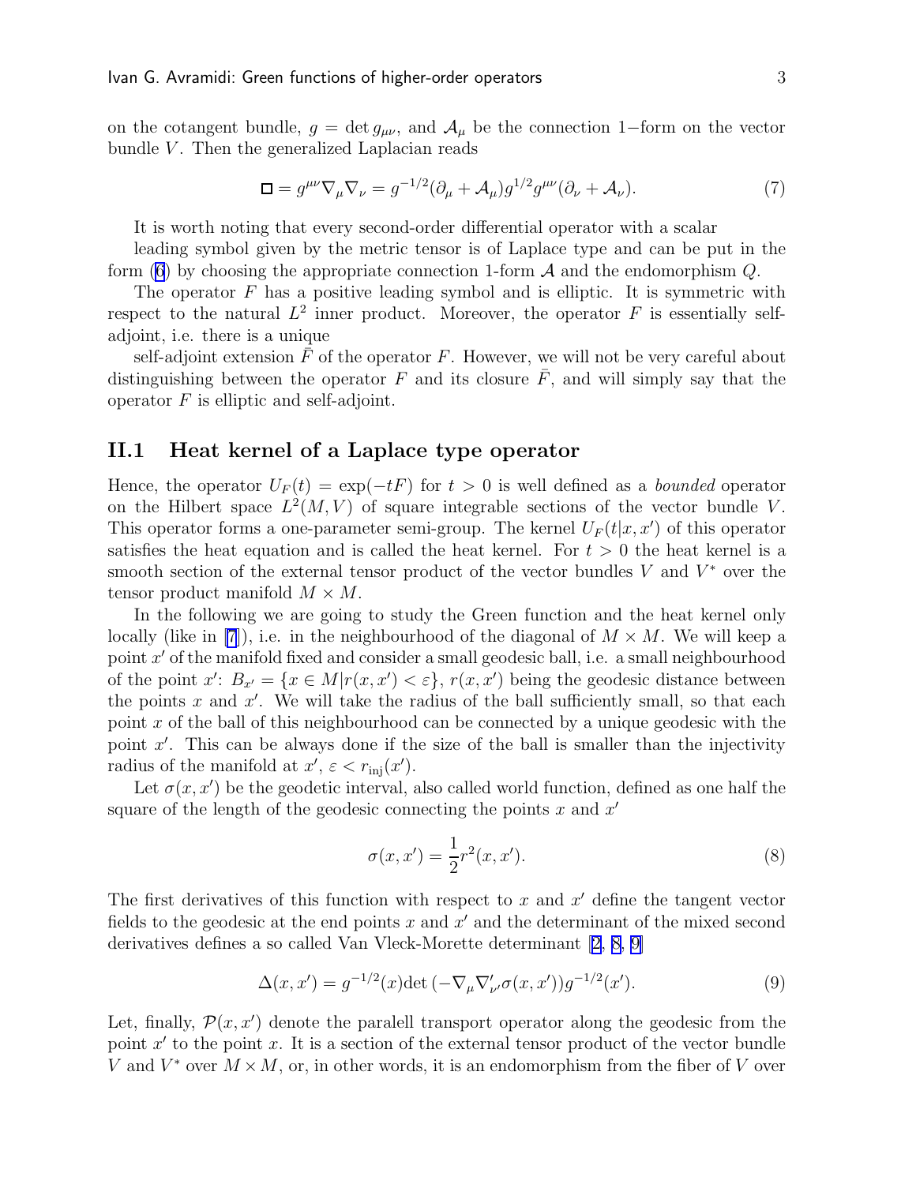on the cotangent bundle, $g = \det g_{\mu\nu}$, and $\mathcal{A}_\mu$ be the connection 1−form on the vector bundle $V$. Then the generalized Laplacian reads

$$\Box = g^{\mu\nu}\nabla_\mu\nabla_\nu = g^{-1/2}(\partial_\mu + \mathcal{A}_\mu)g^{1/2}g^{\mu\nu}(\partial_\nu + \mathcal{A}_\nu). \tag{7}$$

It is worth noting that every second-order differential operator with a scalar leading symbol given by the metric tensor is of Laplace type and can be put in the form (6) by choosing the appropriate connection 1-form $\mathcal{A}$ and the endomorphism $Q$.

The operator $F$ has a positive leading symbol and is elliptic. It is symmetric with respect to the natural $L^2$ inner product. Moreover, the operator $F$ is essentially self-adjoint, i.e. there is a unique self-adjoint extension $\bar{F}$ of the operator $F$. However, we will not be very careful about distinguishing between the operator $F$ and its closure $\bar{F}$, and will simply say that the operator $F$ is elliptic and self-adjoint.

## II.1 Heat kernel of a Laplace type operator

Hence, the operator $U_F(t) = \exp(-tF)$ for $t > 0$ is well defined as a *bounded* operator on the Hilbert space $L^2(M, V)$ of square integrable sections of the vector bundle $V$. This operator forms a one-parameter semi-group. The kernel $U_F(t|x, x')$ of this operator satisfies the heat equation and is called the heat kernel. For $t > 0$ the heat kernel is a smooth section of the external tensor product of the vector bundles $V$ and $V^*$ over the tensor product manifold $M \times M$.

In the following we are going to study the Green function and the heat kernel only locally (like in [7]), i.e. in the neighbourhood of the diagonal of $M \times M$. We will keep a point $x'$ of the manifold fixed and consider a small geodesic ball, i.e. a small neighbourhood of the point $x'$: $B_{x'} = \{x \in M | r(x, x') < \varepsilon\}$, $r(x, x')$ being the geodesic distance between the points $x$ and $x'$. We will take the radius of the ball sufficiently small, so that each point $x$ of the ball of this neighbourhood can be connected by a unique geodesic with the point $x'$. This can be always done if the size of the ball is smaller than the injectivity radius of the manifold at $x'$, $\varepsilon < r_{\rm inj}(x')$.

Let $\sigma(x, x')$ be the geodetic interval, also called world function, defined as one half the square of the length of the geodesic connecting the points $x$ and $x'$

$$\sigma(x, x') = \frac{1}{2}r^2(x, x'). \tag{8}$$

The first derivatives of this function with respect to $x$ and $x'$ define the tangent vector fields to the geodesic at the end points $x$ and $x'$ and the determinant of the mixed second derivatives defines a so called Van Vleck-Morette determinant [2, 8, 9]

$$\Delta(x, x') = g^{-1/2}(x)\det\left(-\nabla_\mu\nabla'_{\nu'}\sigma(x, x')\right)g^{-1/2}(x'). \tag{9}$$

Let, finally, $\mathcal{P}(x, x')$ denote the paralell transport operator along the geodesic from the point $x'$ to the point $x$. It is a section of the external tensor product of the vector bundle $V$ and $V^*$ over $M \times M$, or, in other words, it is an endomorphism from the fiber of $V$ over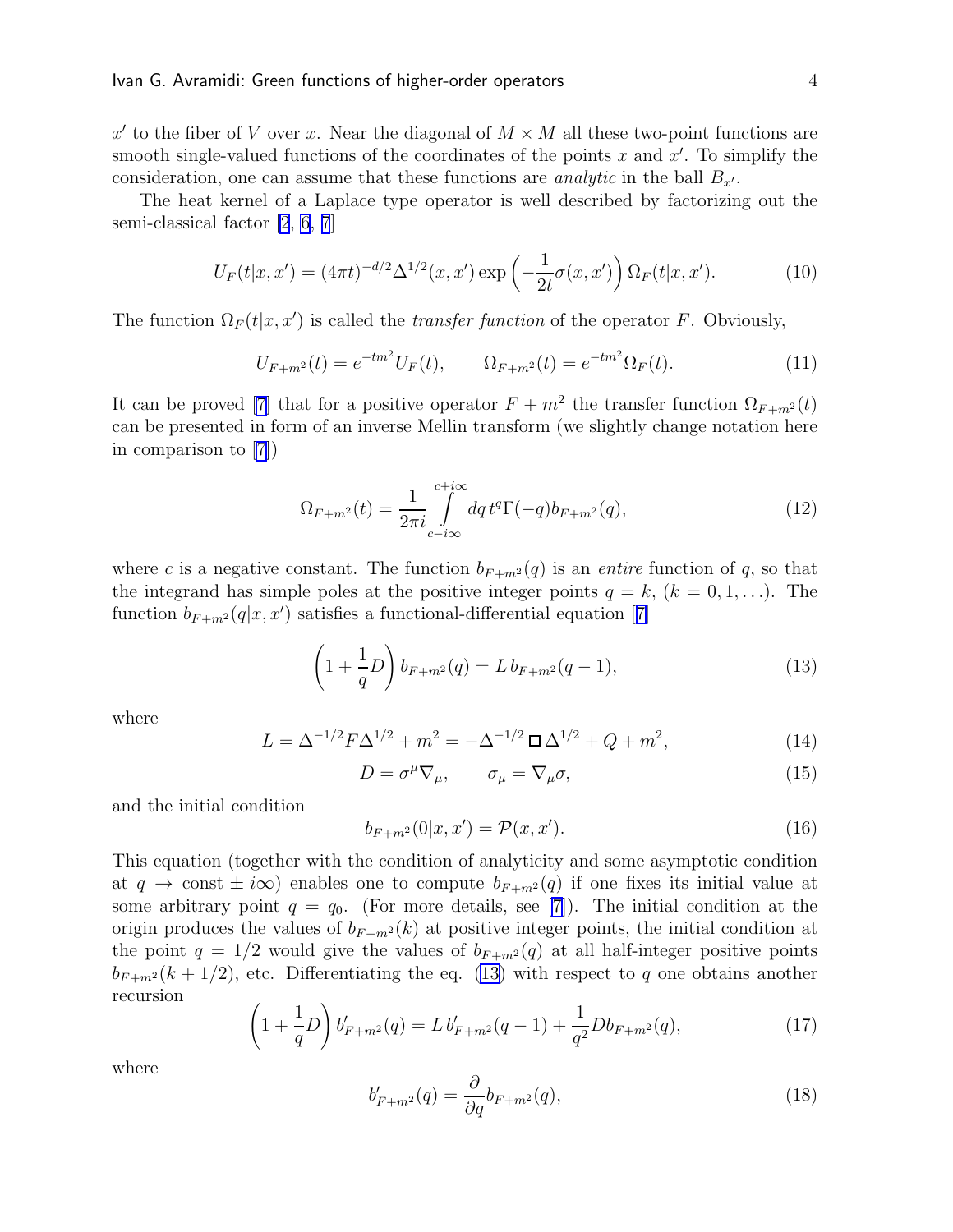$x'$ to the fiber of $V$ over $x$. Near the diagonal of $M \times M$ all these two-point functions are smooth single-valued functions of the coordinates of the points $x$ and $x'$. To simplify the consideration, one can assume that these functions are *analytic* in the ball $B_{x'}$.

The heat kernel of a Laplace type operator is well described by factorizing out the semi-classical factor [2, 6, 7]

$$U_F(t|x,x') = (4\pi t)^{-d/2}\Delta^{1/2}(x,x')\exp\left(-\frac{1}{2t}\sigma(x,x')\right)\Omega_F(t|x,x'). \tag{10}$$

The function $\Omega_F(t|x,x')$ is called the *transfer function* of the operator $F$. Obviously,

$$U_{F+m^2}(t) = e^{-tm^2}U_F(t), \qquad \Omega_{F+m^2}(t) = e^{-tm^2}\Omega_F(t). \tag{11}$$

It can be proved [7] that for a positive operator $F + m^2$ the transfer function $\Omega_{F+m^2}(t)$ can be presented in form of an inverse Mellin transform (we slightly change notation here in comparison to [7])

$$\Omega_{F+m^2}(t) = \frac{1}{2\pi i}\int\limits_{c-i\infty}^{c+i\infty} dq\, t^q \Gamma(-q) b_{F+m^2}(q), \tag{12}$$

where $c$ is a negative constant. The function $b_{F+m^2}(q)$ is an *entire* function of $q$, so that the integrand has simple poles at the positive integer points $q = k$, $(k = 0, 1, \ldots)$. The function $b_{F+m^2}(q|x,x')$ satisfies a functional-differential equation [7]

$$\left(1 + \frac{1}{q}D\right) b_{F+m^2}(q) = L\, b_{F+m^2}(q-1), \tag{13}$$

where

$$L = \Delta^{-1/2}F\Delta^{1/2} + m^2 = -\Delta^{-1/2}\,\Box\,\Delta^{1/2} + Q + m^2, \tag{14}$$

$$D = \sigma^\mu\nabla_\mu, \qquad \sigma_\mu = \nabla_\mu\sigma, \tag{15}$$

and the initial condition

$$b_{F+m^2}(0|x,x') = \mathcal{P}(x,x'). \tag{16}$$

This equation (together with the condition of analyticity and some asymptotic condition at $q \to \text{const} \pm i\infty$) enables one to compute $b_{F+m^2}(q)$ if one fixes its initial value at some arbitrary point $q = q_0$. (For more details, see [7]). The initial condition at the origin produces the values of $b_{F+m^2}(k)$ at positive integer points, the initial condition at the point $q = 1/2$ would give the values of $b_{F+m^2}(q)$ at all half-integer positive points $b_{F+m^2}(k + 1/2)$, etc. Differentiating the eq. (13) with respect to $q$ one obtains another recursion

$$\left(1 + \frac{1}{q}D\right) b'_{F+m^2}(q) = L\, b'_{F+m^2}(q-1) + \frac{1}{q^2}Db_{F+m^2}(q), \tag{17}$$

where

$$b'_{F+m^2}(q) = \frac{\partial}{\partial q}b_{F+m^2}(q), \tag{18}$$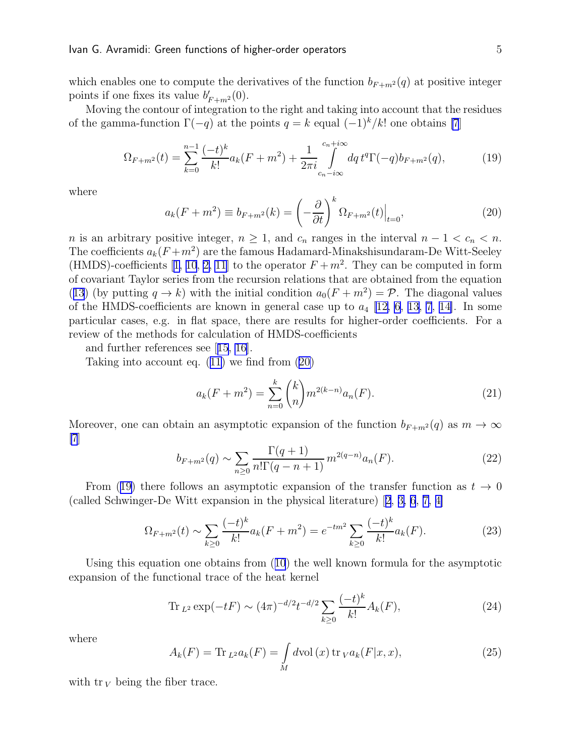which enables one to compute the derivatives of the function $b_{F+m^2}(q)$ at positive integer points if one fixes its value $b'_{F+m^2}(0)$.

Moving the contour of integration to the right and taking into account that the residues of the gamma-function $\Gamma(-q)$ at the points $q = k$ equal $(-1)^k/k!$ one obtains [7]

$$\Omega_{F+m^2}(t) = \sum_{k=0}^{n-1} \frac{(-t)^k}{k!} a_k(F+m^2) + \frac{1}{2\pi i} \int\limits_{c_n - i\infty}^{c_n + i\infty} dq\, t^q \Gamma(-q) b_{F+m^2}(q), \tag{19}$$

where

$$a_k(F+m^2) \equiv b_{F+m^2}(k) = \left(-\frac{\partial}{\partial t}\right)^k \Omega_{F+m^2}(t)\Big|_{t=0}, \tag{20}$$

$n$ is an arbitrary positive integer, $n \geq 1$, and $c_n$ ranges in the interval $n-1 < c_n < n$. The coefficients $a_k(F+m^2)$ are the famous Hadamard-Minakshisundaram-De Witt-Seeley (HMDS)-coefficients [1, 10, 2, 11] to the operator $F+m^2$. They can be computed in form of covariant Taylor series from the recursion relations that are obtained from the equation (13) (by putting $q \to k$) with the initial condition $a_0(F+m^2) = \mathcal{P}$. The diagonal values of the HMDS-coefficients are known in general case up to $a_4$ [12, 6, 13, 7, 14]. In some particular cases, e.g. in flat space, there are results for higher-order coefficients. For a review of the methods for calculation of HMDS-coefficients

and further references see [15, 16].

Taking into account eq. (11) we find from (20)

$$a_k(F+m^2) = \sum_{n=0}^{k} \binom{k}{n} m^{2(k-n)} a_n(F). \tag{21}$$

Moreover, one can obtain an asymptotic expansion of the function $b_{F+m^2}(q)$ as $m \to \infty$ [7]

$$b_{F+m^2}(q) \sim \sum_{n \geq 0} \frac{\Gamma(q+1)}{n!\Gamma(q-n+1)} m^{2(q-n)} a_n(F). \tag{22}$$

From (19) there follows an asymptotic expansion of the transfer function as $t \to 0$ (called Schwinger-De Witt expansion in the physical literature) [2, 3, 6, 7, 4]

$$\Omega_{F+m^2}(t) \sim \sum_{k \geq 0} \frac{(-t)^k}{k!} a_k(F+m^2) = e^{-tm^2} \sum_{k \geq 0} \frac{(-t)^k}{k!} a_k(F). \tag{23}$$

Using this equation one obtains from (10) the well known formula for the asymptotic expansion of the functional trace of the heat kernel

$$\mathrm{Tr}_{\,L^2} \exp(-tF) \sim (4\pi)^{-d/2} t^{-d/2} \sum_{k \geq 0} \frac{(-t)^k}{k!} A_k(F), \tag{24}$$

where

$$A_k(F) = \mathrm{Tr}_{\,L^2} a_k(F) = \int\limits_M d\mathrm{vol}\,(x)\, \mathrm{tr}_{\,V} a_k(F|x,x), \tag{25}$$

with $\mathrm{tr}_{\,V}$ being the fiber trace.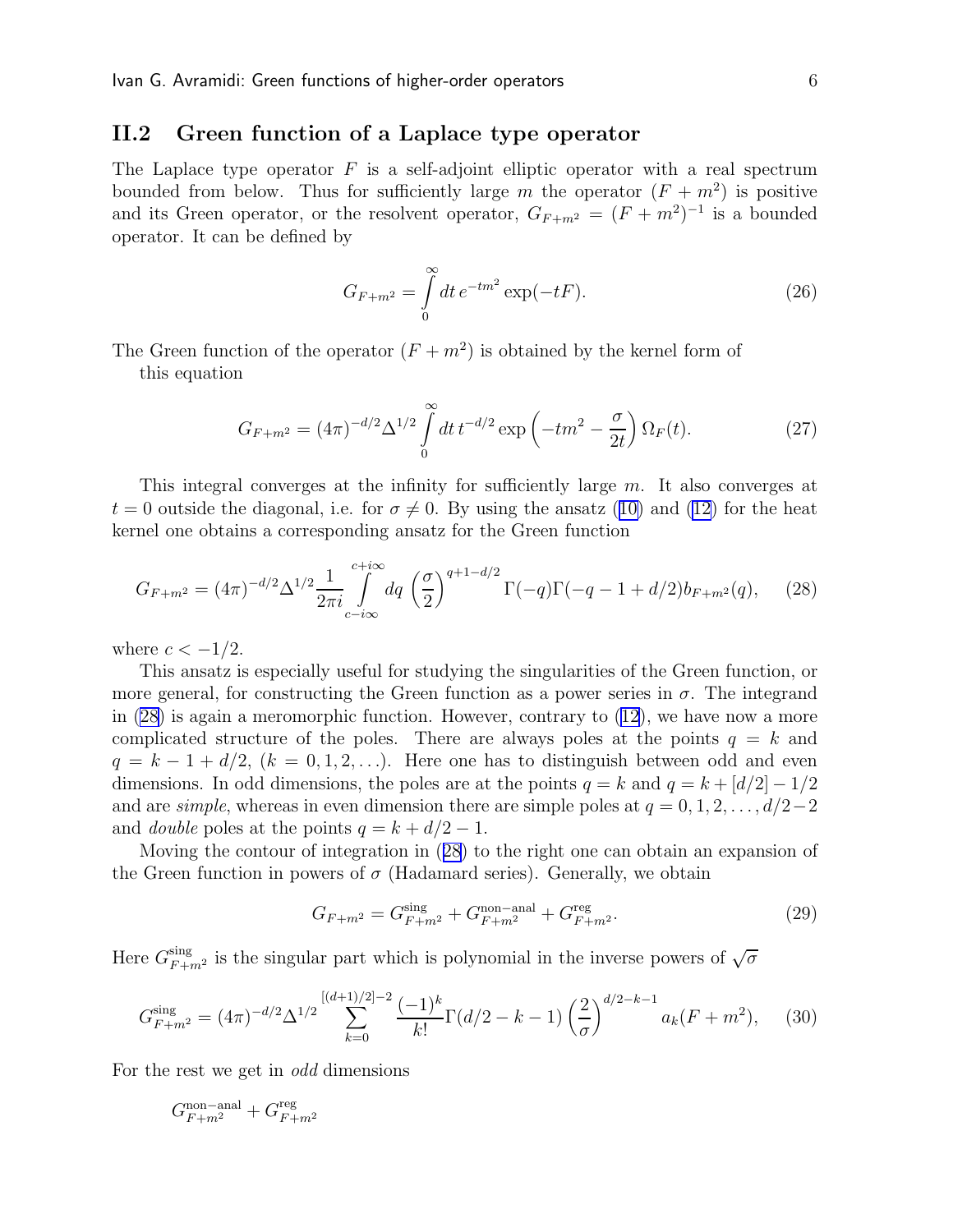## II.2 Green function of a Laplace type operator

The Laplace type operator $F$ is a self-adjoint elliptic operator with a real spectrum bounded from below. Thus for sufficiently large $m$ the operator $(F + m^2)$ is positive and its Green operator, or the resolvent operator, $G_{F+m^2} = (F + m^2)^{-1}$ is a bounded operator. It can be defined by

$$G_{F+m^2} = \int\limits_0^\infty dt\, e^{-tm^2} \exp(-tF). \tag{26}$$

The Green function of the operator $(F + m^2)$ is obtained by the kernel form of this equation

$$G_{F+m^2} = (4\pi)^{-d/2} \Delta^{1/2} \int\limits_0^\infty dt\, t^{-d/2} \exp\left(-tm^2 - \frac{\sigma}{2t}\right) \Omega_F(t). \tag{27}$$

This integral converges at the infinity for sufficiently large $m$. It also converges at $t = 0$ outside the diagonal, i.e. for $\sigma \neq 0$. By using the ansatz (10) and (12) for the heat kernel one obtains a corresponding ansatz for the Green function

$$G_{F+m^2} = (4\pi)^{-d/2} \Delta^{1/2} \frac{1}{2\pi i} \int\limits_{c-i\infty}^{c+i\infty} dq \left(\frac{\sigma}{2}\right)^{q+1-d/2} \Gamma(-q)\Gamma(-q-1+d/2) b_{F+m^2}(q), \tag{28}$$

where $c < -1/2$.

This ansatz is especially useful for studying the singularities of the Green function, or more general, for constructing the Green function as a power series in $\sigma$. The integrand in (28) is again a meromorphic function. However, contrary to (12), we have now a more complicated structure of the poles. There are always poles at the points $q = k$ and $q = k - 1 + d/2$, $(k = 0, 1, 2, \ldots)$. Here one has to distinguish between odd and even dimensions. In odd dimensions, the poles are at the points $q = k$ and $q = k + [d/2] - 1/2$ and are *simple*, whereas in even dimension there are simple poles at $q = 0, 1, 2, \ldots, d/2 - 2$ and *double* poles at the points $q = k + d/2 - 1$.

Moving the contour of integration in (28) to the right one can obtain an expansion of the Green function in powers of $\sigma$ (Hadamard series). Generally, we obtain

$$G_{F+m^2} = G^{\rm sing}_{F+m^2} + G^{\rm non-anal}_{F+m^2} + G^{\rm reg}_{F+m^2}. \tag{29}$$

Here $G^{\rm sing}_{F+m^2}$ is the singular part which is polynomial in the inverse powers of $\sqrt{\sigma}$

$$G^{\rm sing}_{F+m^2} = (4\pi)^{-d/2} \Delta^{1/2} \sum_{k=0}^{[(d+1)/2]-2} \frac{(-1)^k}{k!} \Gamma(d/2 - k - 1) \left(\frac{2}{\sigma}\right)^{d/2-k-1} a_k(F + m^2), \tag{30}$$

For the rest we get in *odd* dimensions

$$G^{\rm non-anal}_{F+m^2} + G^{\rm reg}_{F+m^2}$$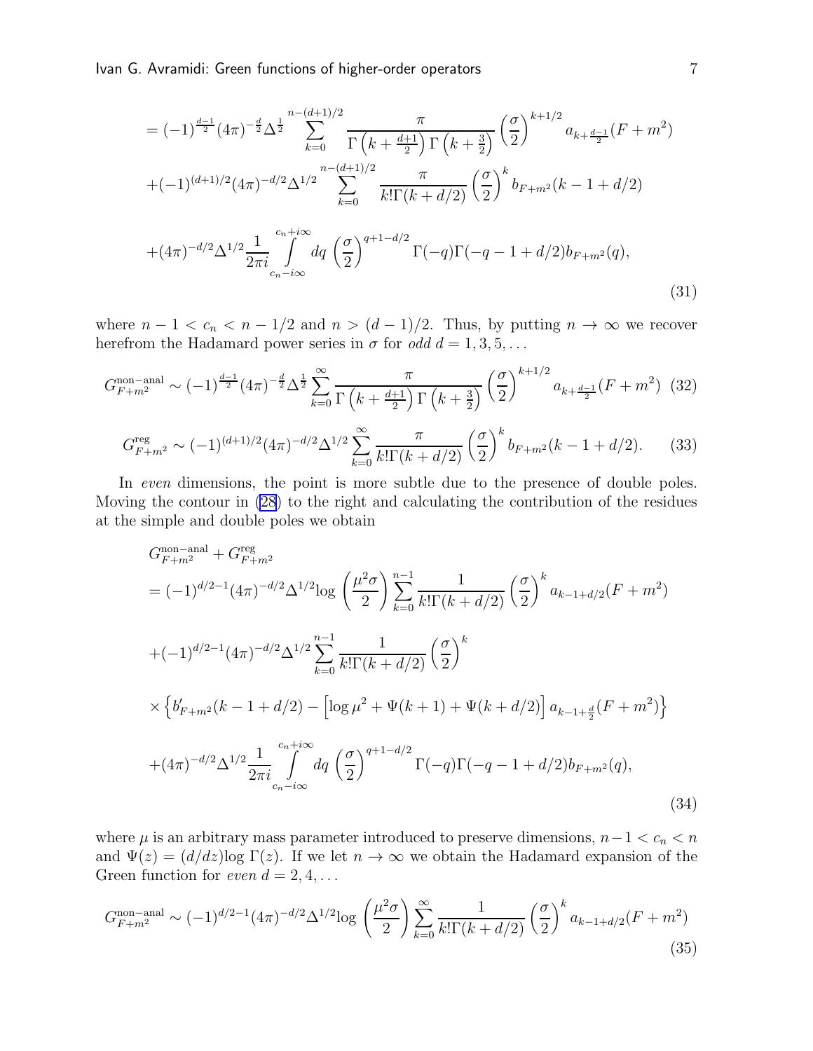$$
\begin{aligned}
&= (-1)^{\frac{d-1}{2}}(4\pi)^{-\frac{d}{2}}\Delta^{\frac{1}{2}}\sum_{k=0}^{n-(d+1)/2}\frac{\pi}{\Gamma\left(k+\frac{d+1}{2}\right)\Gamma\left(k+\frac{3}{2}\right)}\left(\frac{\sigma}{2}\right)^{k+1/2}a_{k+\frac{d-1}{2}}(F+m^2) \\
&+(-1)^{(d+1)/2}(4\pi)^{-d/2}\Delta^{1/2}\sum_{k=0}^{n-(d+1)/2}\frac{\pi}{k!\Gamma(k+d/2)}\left(\frac{\sigma}{2}\right)^{k}b_{F+m^2}(k-1+d/2) \\
&+(4\pi)^{-d/2}\Delta^{1/2}\frac{1}{2\pi i}\int\limits_{c_n-i\infty}^{c_n+i\infty}dq\,\left(\frac{\sigma}{2}\right)^{q+1-d/2}\Gamma(-q)\Gamma(-q-1+d/2)b_{F+m^2}(q),
\end{aligned}
\tag{31}
$$

where $n-1 < c_n < n-1/2$ and $n > (d-1)/2$. Thus, by putting $n\to\infty$ we recover herefrom the Hadamard power series in $\sigma$ for *odd* $d = 1, 3, 5, \ldots$

$$
G^{\rm non-anal}_{F+m^2} \sim (-1)^{\frac{d-1}{2}}(4\pi)^{-\frac{d}{2}}\Delta^{\frac{1}{2}}\sum_{k=0}^{\infty}\frac{\pi}{\Gamma\left(k+\frac{d+1}{2}\right)\Gamma\left(k+\frac{3}{2}\right)}\left(\frac{\sigma}{2}\right)^{k+1/2}a_{k+\frac{d-1}{2}}(F+m^2) \tag{32}
$$

$$
G^{\rm reg}_{F+m^2} \sim (-1)^{(d+1)/2}(4\pi)^{-d/2}\Delta^{1/2}\sum_{k=0}^{\infty}\frac{\pi}{k!\Gamma(k+d/2)}\left(\frac{\sigma}{2}\right)^{k}b_{F+m^2}(k-1+d/2). \tag{33}
$$

In *even* dimensions, the point is more subtle due to the presence of double poles. Moving the contour in (28) to the right and calculating the contribution of the residues at the simple and double poles we obtain

$$
\begin{aligned}
&G^{\rm non-anal}_{F+m^2} + G^{\rm reg}_{F+m^2} \\
&= (-1)^{d/2-1}(4\pi)^{-d/2}\Delta^{1/2}\log\left(\frac{\mu^2\sigma}{2}\right)\sum_{k=0}^{n-1}\frac{1}{k!\Gamma(k+d/2)}\left(\frac{\sigma}{2}\right)^{k}a_{k-1+d/2}(F+m^2) \\
&+(-1)^{d/2-1}(4\pi)^{-d/2}\Delta^{1/2}\sum_{k=0}^{n-1}\frac{1}{k!\Gamma(k+d/2)}\left(\frac{\sigma}{2}\right)^{k} \\
&\times\left\{b'_{F+m^2}(k-1+d/2) - \left[\log\mu^2 + \Psi(k+1) + \Psi(k+d/2)\right]a_{k-1+\frac{d}{2}}(F+m^2)\right\} \\
&+(4\pi)^{-d/2}\Delta^{1/2}\frac{1}{2\pi i}\int\limits_{c_n-i\infty}^{c_n+i\infty}dq\,\left(\frac{\sigma}{2}\right)^{q+1-d/2}\Gamma(-q)\Gamma(-q-1+d/2)b_{F+m^2}(q),
\end{aligned}
\tag{34}
$$

where $\mu$ is an arbitrary mass parameter introduced to preserve dimensions, $n-1 < c_n < n$ and $\Psi(z) = (d/dz)\log\Gamma(z)$. If we let $n\to\infty$ we obtain the Hadamard expansion of the Green function for *even* $d = 2, 4, \ldots$

$$
G^{\rm non-anal}_{F+m^2} \sim (-1)^{d/2-1}(4\pi)^{-d/2}\Delta^{1/2}\log\left(\frac{\mu^2\sigma}{2}\right)\sum_{k=0}^{\infty}\frac{1}{k!\Gamma(k+d/2)}\left(\frac{\sigma}{2}\right)^{k}a_{k-1+d/2}(F+m^2) \tag{35}
$$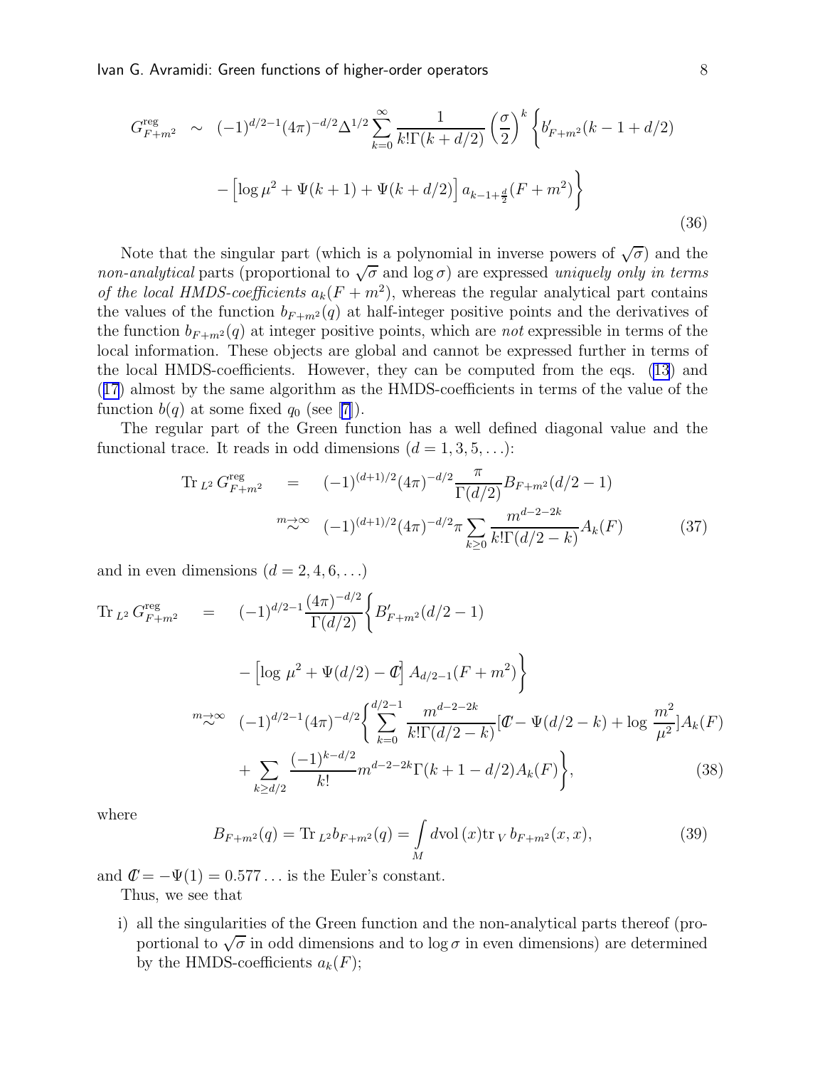$$
\begin{aligned}
G^{\rm reg}_{F+m^2} \;\sim\;& (-1)^{d/2-1}(4\pi)^{-d/2}\Delta^{1/2}\sum_{k=0}^{\infty}\frac{1}{k!\Gamma(k+d/2)}\left(\frac{\sigma}{2}\right)^k\Big\{b'_{F+m^2}(k-1+d/2)\\
&-\Big[\log\mu^2+\Psi(k+1)+\Psi(k+d/2)\Big]a_{k-1+\frac{d}{2}}(F+m^2)\Big\}
\end{aligned}
\tag{36}
$$

Note that the singular part (which is a polynomial in inverse powers of $\sqrt{\sigma}$) and the *non-analytical* parts (proportional to $\sqrt{\sigma}$ and $\log\sigma$) are expressed *uniquely only in terms of the local HMDS-coefficients* $a_k(F+m^2)$, whereas the regular analytical part contains the values of the function $b_{F+m^2}(q)$ at half-integer positive points and the derivatives of the function $b_{F+m^2}(q)$ at integer positive points, which are *not* expressible in terms of the local information. These objects are global and cannot be expressed further in terms of the local HMDS-coefficients. However, they can be computed from the eqs. (13) and (17) almost by the same algorithm as the HMDS-coefficients in terms of the value of the function $b(q)$ at some fixed $q_0$ (see [7]).

The regular part of the Green function has a well defined diagonal value and the functional trace. It reads in odd dimensions ($d=1,3,5,\ldots$):

$$
\begin{aligned}
{\rm Tr}_{L^2}\, G^{\rm reg}_{F+m^2} \;=\;& (-1)^{(d+1)/2}(4\pi)^{-d/2}\frac{\pi}{\Gamma(d/2)}B_{F+m^2}(d/2-1)\\
\overset{m\to\infty}{\sim}\;& (-1)^{(d+1)/2}(4\pi)^{-d/2}\pi\sum_{k\geq 0}\frac{m^{d-2-2k}}{k!\Gamma(d/2-k)}A_k(F)
\end{aligned}
\tag{37}
$$

and in even dimensions ($d=2,4,6,\ldots$)

$$
\begin{aligned}
{\rm Tr}_{L^2}\, G^{\rm reg}_{F+m^2} \;=\;& (-1)^{d/2-1}\frac{(4\pi)^{-d/2}}{\Gamma(d/2)}\Big\{B'_{F+m^2}(d/2-1)\\
&-\Big[\log\,\mu^2+\Psi(d/2)-\mathcal{C}\Big]A_{d/2-1}(F+m^2)\Big\}\\
\overset{m\to\infty}{\sim}\;& (-1)^{d/2-1}(4\pi)^{-d/2}\Big\{\sum_{k=0}^{d/2-1}\frac{m^{d-2-2k}}{k!\Gamma(d/2-k)}\Big[\mathcal{C}-\Psi(d/2-k)+\log\frac{m^2}{\mu^2}\Big]A_k(F)\\
&+\sum_{k\geq d/2}\frac{(-1)^{k-d/2}}{k!}m^{d-2-2k}\Gamma(k+1-d/2)A_k(F)\Big\},
\end{aligned}
\tag{38}
$$

where

$$
B_{F+m^2}(q) = {\rm Tr}_{L^2} b_{F+m^2}(q) = \int\limits_M d{\rm vol}\,(x){\rm tr}_V\, b_{F+m^2}(x,x),
\tag{39}
$$

and $\mathcal{C}=-\Psi(1)=0.577\ldots$ is the Euler's constant.

Thus, we see that

i) all the singularities of the Green function and the non-analytical parts thereof (proportional to $\sqrt{\sigma}$ in odd dimensions and to $\log\sigma$ in even dimensions) are determined by the HMDS-coefficients $a_k(F)$;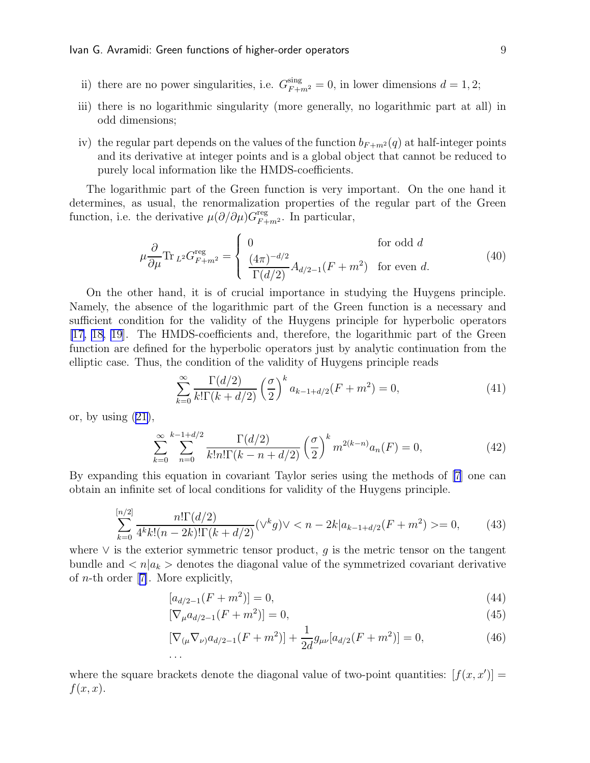ii) there are no power singularities, i.e. $G^{\rm sing}_{F+m^2}=0$, in lower dimensions $d=1,2$;

iii) there is no logarithmic singularity (more generally, no logarithmic part at all) in odd dimensions;

iv) the regular part depends on the values of the function $b_{F+m^2}(q)$ at half-integer points and its derivative at integer points and is a global object that cannot be reduced to purely local information like the HMDS-coefficients.

The logarithmic part of the Green function is very important. On the one hand it determines, as usual, the renormalization properties of the regular part of the Green function, i.e. the derivative $\mu(\partial/\partial\mu)G^{\rm reg}_{F+m^2}$. In particular,

$$
\mu\frac{\partial}{\partial\mu}{\rm Tr}_{\,L^2}G^{\rm reg}_{F+m^2}=\left\{\begin{array}{ll} 0 & \text{for odd } d\\ \dfrac{(4\pi)^{-d/2}}{\Gamma(d/2)}A_{d/2-1}(F+m^2) & \text{for even } d.\end{array}\right. \tag{40}
$$

On the other hand, it is of crucial importance in studying the Huygens principle. Namely, the absence of the logarithmic part of the Green function is a necessary and sufficient condition for the validity of the Huygens principle for hyperbolic operators [17, 18, 19]. The HMDS-coefficients and, therefore, the logarithmic part of the Green function are defined for the hyperbolic operators just by analytic continuation from the elliptic case. Thus, the condition of the validity of Huygens principle reads

$$
\sum_{k=0}^{\infty}\frac{\Gamma(d/2)}{k!\Gamma(k+d/2)}\left(\frac{\sigma}{2}\right)^k a_{k-1+d/2}(F+m^2)=0, \tag{41}
$$

or, by using (21),

$$
\sum_{k=0}^{\infty}\sum_{n=0}^{k-1+d/2}\frac{\Gamma(d/2)}{k!n!\Gamma(k-n+d/2)}\left(\frac{\sigma}{2}\right)^k m^{2(k-n)}a_n(F)=0, \tag{42}
$$

By expanding this equation in covariant Taylor series using the methods of [7] one can obtain an infinite set of local conditions for validity of the Huygens principle.

$$
\sum_{k=0}^{[n/2]}\frac{n!\Gamma(d/2)}{4^k k!(n-2k)!\Gamma(k+d/2)}(\vee^k g)\vee < n-2k|a_{k-1+d/2}(F+m^2)>=0, \tag{43}
$$

where $\vee$ is the exterior symmetric tensor product, $g$ is the metric tensor on the tangent bundle and $<n|a_k>$ denotes the diagonal value of the symmetrized covariant derivative of $n$-th order [7]. More explicitly,

$$
[a_{d/2-1}(F+m^2)]=0, \tag{44}
$$

$$
[\nabla_\mu a_{d/2-1}(F+m^2)]=0, \tag{45}
$$

$$
[\nabla_{(\mu}\nabla_{\nu)}a_{d/2-1}(F+m^2)]+\frac{1}{2d}g_{\mu\nu}[a_{d/2}(F+m^2)]=0, \tag{46}
$$

$$
\dots
$$

where the square brackets denote the diagonal value of two-point quantities: $[f(x,x')]=f(x,x)$.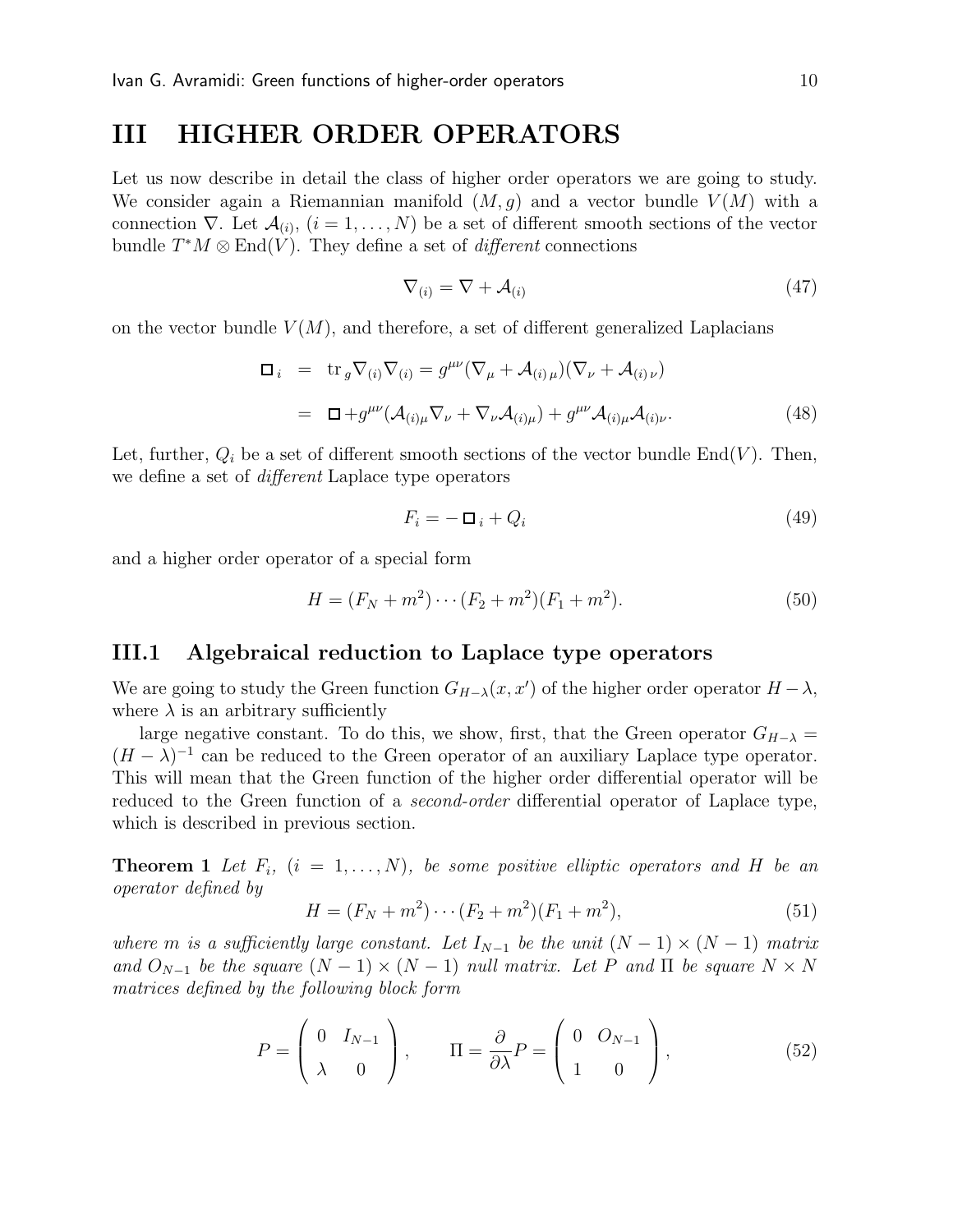# III HIGHER ORDER OPERATORS

Let us now describe in detail the class of higher order operators we are going to study. We consider again a Riemannian manifold $(M, g)$ and a vector bundle $V(M)$ with a connection $\nabla$. Let $\mathcal{A}_{(i)}$, $(i = 1, \dots, N)$ be a set of different smooth sections of the vector bundle $T^*M \otimes \mathrm{End}(V)$. They define a set of *different* connections

$$\nabla_{(i)} = \nabla + \mathcal{A}_{(i)} \tag{47}$$

on the vector bundle $V(M)$, and therefore, a set of different generalized Laplacians

$$\begin{aligned}
\Box_i &= \mathrm{tr}_g \nabla_{(i)} \nabla_{(i)} = g^{\mu\nu}(\nabla_\mu + \mathcal{A}_{(i)\,\mu})(\nabla_\nu + \mathcal{A}_{(i)\,\nu}) \\
&= \Box + g^{\mu\nu}(\mathcal{A}_{(i)\mu}\nabla_\nu + \nabla_\nu \mathcal{A}_{(i)\mu}) + g^{\mu\nu}\mathcal{A}_{(i)\mu}\mathcal{A}_{(i)\nu}.
\end{aligned} \tag{48}$$

Let, further, $Q_i$ be a set of different smooth sections of the vector bundle $\mathrm{End}(V)$. Then, we define a set of *different* Laplace type operators

$$F_i = -\Box_i + Q_i \tag{49}$$

and a higher order operator of a special form

$$H = (F_N + m^2) \cdots (F_2 + m^2)(F_1 + m^2). \tag{50}$$

## III.1 Algebraical reduction to Laplace type operators

We are going to study the Green function $G_{H-\lambda}(x, x')$ of the higher order operator $H - \lambda$, where $\lambda$ is an arbitrary sufficiently

large negative constant. To do this, we show, first, that the Green operator $G_{H-\lambda} = (H - \lambda)^{-1}$ can be reduced to the Green operator of an auxiliary Laplace type operator. This will mean that the Green function of the higher order differential operator will be reduced to the Green function of a *second-order* differential operator of Laplace type, which is described in previous section.

**Theorem 1** *Let $F_i$, $(i = 1, \dots, N)$, be some positive elliptic operators and $H$ be an operator defined by*

$$H = (F_N + m^2) \cdots (F_2 + m^2)(F_1 + m^2), \tag{51}$$

*where $m$ is a sufficiently large constant. Let $I_{N-1}$ be the unit $(N-1) \times (N-1)$ matrix and $O_{N-1}$ be the square $(N-1) \times (N-1)$ null matrix. Let $P$ and $\Pi$ be square $N \times N$ matrices defined by the following block form*

$$P = \begin{pmatrix} 0 & I_{N-1} \\ \lambda & 0 \end{pmatrix}, \qquad \Pi = \frac{\partial}{\partial \lambda} P = \begin{pmatrix} 0 & O_{N-1} \\ 1 & 0 \end{pmatrix}, \tag{52}$$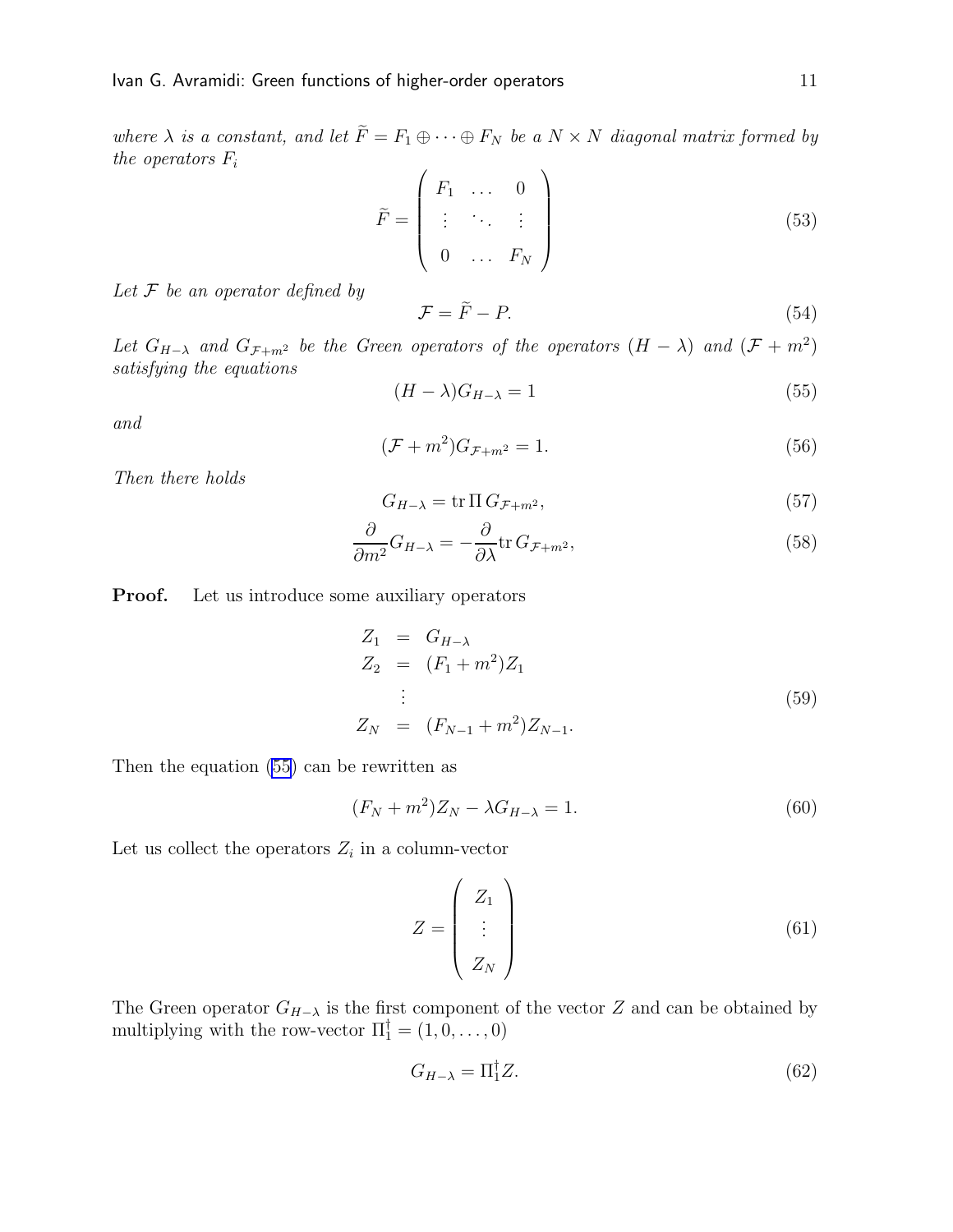*where $\lambda$ is a constant, and let $\widetilde{F} = F_1 \oplus \cdots \oplus F_N$ be a $N \times N$ diagonal matrix formed by the operators $F_i$*

$$\widetilde{F} = \begin{pmatrix} F_1 & \dots & 0 \\ \vdots & \ddots & \vdots \\ 0 & \dots & F_N \end{pmatrix} \tag{53}$$

*Let $\mathcal{F}$ be an operator defined by*

$$\mathcal{F} = \widetilde{F} - P. \tag{54}$$

*Let $G_{H-\lambda}$ and $G_{\mathcal{F}+m^2}$ be the Green operators of the operators $(H - \lambda)$ and $(\mathcal{F} + m^2)$ satisfying the equations*

$$(H - \lambda) G_{H-\lambda} = 1 \tag{55}$$

*and*

$$(\mathcal{F} + m^2) G_{\mathcal{F}+m^2} = 1. \tag{56}$$

*Then there holds*

$$G_{H-\lambda} = \mathrm{tr}\, \Pi\, G_{\mathcal{F}+m^2}, \tag{57}$$

$$\frac{\partial}{\partial m^2} G_{H-\lambda} = -\frac{\partial}{\partial \lambda} \mathrm{tr}\, G_{\mathcal{F}+m^2}, \tag{58}$$

**Proof.** Let us introduce some auxiliary operators

$$\begin{aligned} Z_1 &= G_{H-\lambda} \\ Z_2 &= (F_1 + m^2) Z_1 \\ &\vdots \\ Z_N &= (F_{N-1} + m^2) Z_{N-1}. \end{aligned} \tag{59}$$

Then the equation (55) can be rewritten as

$$(F_N + m^2) Z_N - \lambda G_{H-\lambda} = 1. \tag{60}$$

Let us collect the operators $Z_i$ in a column-vector

$$Z = \begin{pmatrix} Z_1 \\ \vdots \\ Z_N \end{pmatrix} \tag{61}$$

The Green operator $G_{H-\lambda}$ is the first component of the vector $Z$ and can be obtained by multiplying with the row-vector $\Pi_1^\dagger = (1, 0, \dots, 0)$

$$G_{H-\lambda} = \Pi_1^\dagger Z. \tag{62}$$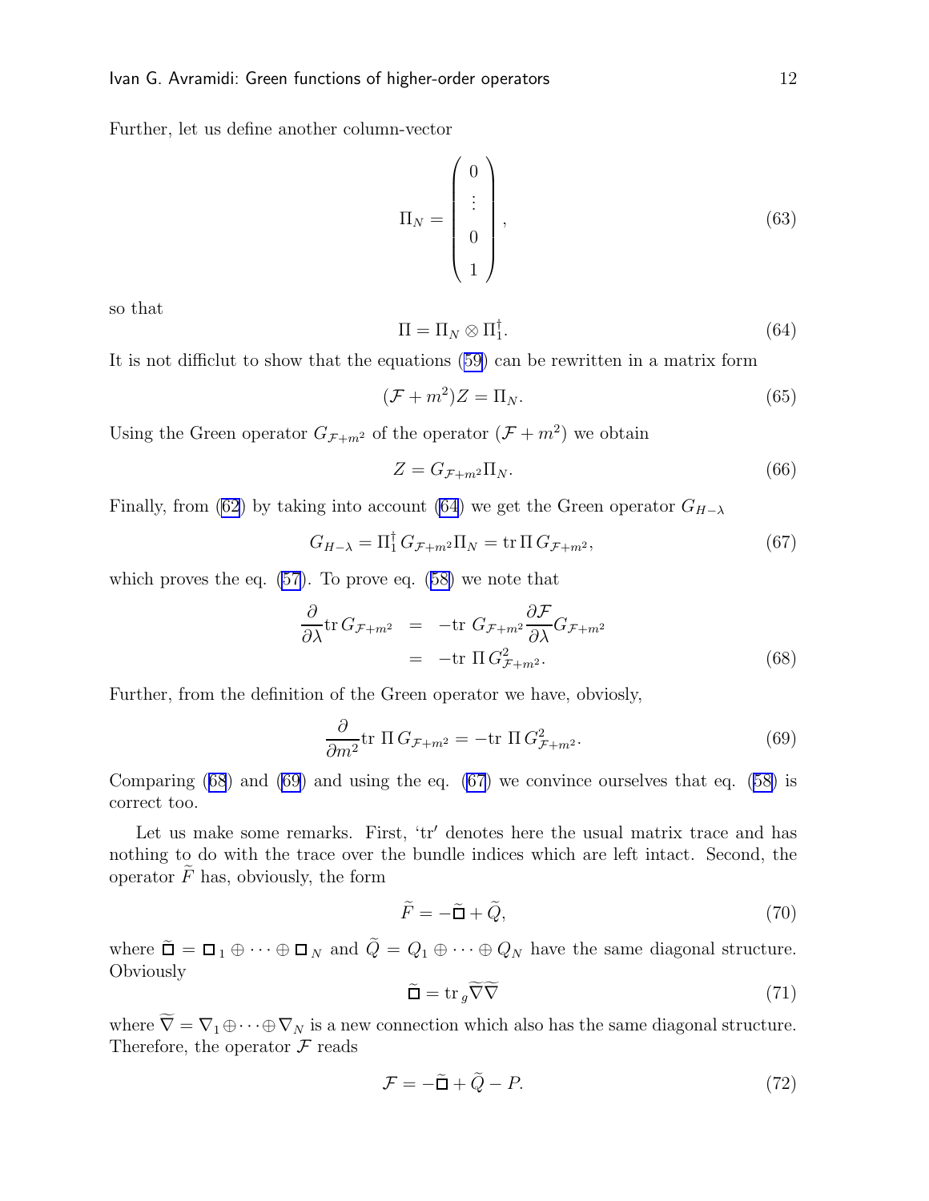Further, let us define another column-vector

$$\Pi_N = \begin{pmatrix} 0 \\ \vdots \\ 0 \\ 1 \end{pmatrix}, \tag{63}$$

so that

$$\Pi = \Pi_N \otimes \Pi_1^\dagger. \tag{64}$$

It is not difficlut to show that the equations (59) can be rewritten in a matrix form

$$(\mathcal{F} + m^2) Z = \Pi_N. \tag{65}$$

Using the Green operator $G_{\mathcal{F}+m^2}$ of the operator $(\mathcal{F} + m^2)$ we obtain

$$Z = G_{\mathcal{F}+m^2} \Pi_N. \tag{66}$$

Finally, from (62) by taking into account (64) we get the Green operator $G_{H-\lambda}$

$$G_{H-\lambda} = \Pi_1^\dagger \, G_{\mathcal{F}+m^2} \Pi_N = \mathrm{tr}\, \Pi \, G_{\mathcal{F}+m^2}, \tag{67}$$

which proves the eq. (57). To prove eq. (58) we note that

$$\begin{aligned} \frac{\partial}{\partial \lambda} \mathrm{tr}\, G_{\mathcal{F}+m^2} &= -\mathrm{tr}\ G_{\mathcal{F}+m^2} \frac{\partial \mathcal{F}}{\partial \lambda} G_{\mathcal{F}+m^2} \\ &= -\mathrm{tr}\ \Pi \, G^2_{\mathcal{F}+m^2}. \end{aligned} \tag{68}$$

Further, from the definition of the Green operator we have, obviously,

$$\frac{\partial}{\partial m^2} \mathrm{tr}\ \Pi \, G_{\mathcal{F}+m^2} = -\mathrm{tr}\ \Pi \, G^2_{\mathcal{F}+m^2}. \tag{69}$$

Comparing (68) and (69) and using the eq. (67) we convince ourselves that eq. (58) is correct too.

Let us make some remarks. First, 'tr' denotes here the usual matrix trace and has nothing to do with the trace over the bundle indices which are left intact. Second, the operator $\widetilde{F}$ has, obviously, the form

$$\widetilde{F} = -\widetilde{\Box} + \widetilde{Q}, \tag{70}$$

where $\widetilde{\Box} = \Box_1 \oplus \cdots \oplus \Box_N$ and $\widetilde{Q} = Q_1 \oplus \cdots \oplus Q_N$ have the same diagonal structure. Obviously

$$\widetilde{\Box} = \mathrm{tr}_g \widetilde{\nabla} \widetilde{\nabla} \tag{71}$$

where $\widetilde{\nabla} = \nabla_1 \oplus \cdots \oplus \nabla_N$ is a new connection which also has the same diagonal structure. Therefore, the operator $\mathcal{F}$ reads

$$\mathcal{F} = -\widetilde{\Box} + \widetilde{Q} - P. \tag{72}$$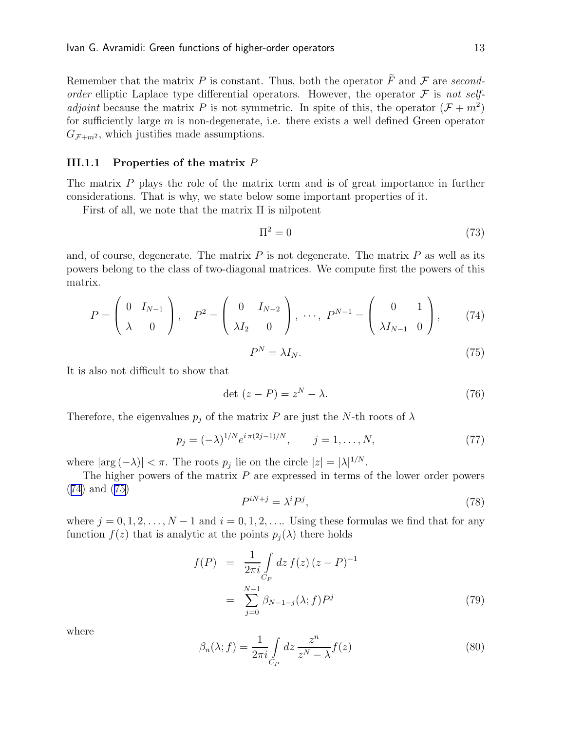Remember that the matrix $P$ is constant. Thus, both the operator $\widetilde{F}$ and $\mathcal{F}$ are *second-order* elliptic Laplace type differential operators. However, the operator $\mathcal{F}$ is *not self-adjoint* because the matrix $P$ is not symmetric. In spite of this, the operator $(\mathcal{F} + m^2)$ for sufficiently large $m$ is non-degenerate, i.e. there exists a well defined Green operator $G_{\mathcal{F}+m^2}$, which justifies made assumptions.

### III.1.1 Properties of the matrix $P$

The matrix $P$ plays the role of the matrix term and is of great importance in further considerations. That is why, we state below some important properties of it.

First of all, we note that the matrix $\Pi$ is nilpotent

$$\Pi^2 = 0 \tag{73}$$

and, of course, degenerate. The matrix $P$ is not degenerate. The matrix $P$ as well as its powers belong to the class of two-diagonal matrices. We compute first the powers of this matrix.

$$P = \begin{pmatrix} 0 & I_{N-1} \\ \lambda & 0 \end{pmatrix}, \quad P^2 = \begin{pmatrix} 0 & I_{N-2} \\ \lambda I_2 & 0 \end{pmatrix}, \ \cdots, \ P^{N-1} = \begin{pmatrix} 0 & 1 \\ \lambda I_{N-1} & 0 \end{pmatrix}, \tag{74}$$

$$P^N = \lambda I_N. \tag{75}$$

It is also not difficult to show that

$$\det\,(z - P) = z^N - \lambda. \tag{76}$$

Therefore, the eigenvalues $p_j$ of the matrix $P$ are just the $N$-th roots of $\lambda$

$$p_j = (-\lambda)^{1/N} e^{i\,\pi(2j-1)/N}, \qquad j = 1, \dots, N, \tag{77}$$

where $|\arg(-\lambda)| < \pi$. The roots $p_j$ lie on the circle $|z| = |\lambda|^{1/N}$.

The higher powers of the matrix $P$ are expressed in terms of the lower order powers (74) and (75)

$$P^{iN+j} = \lambda^i P^j, \tag{78}$$

where $j = 0, 1, 2, \dots, N-1$ and $i = 0, 1, 2, \dots$. Using these formulas we find that for any function $f(z)$ that is analytic at the points $p_j(\lambda)$ there holds

$$\begin{aligned} f(P) &= \frac{1}{2\pi i} \int\limits_{C_P} dz\, f(z)\,(z-P)^{-1} \\ &= \sum_{j=0}^{N-1} \beta_{N-1-j}(\lambda; f) P^j \end{aligned} \tag{79}$$

where

$$\beta_n(\lambda; f) = \frac{1}{2\pi i} \int\limits_{C_P} dz\, \frac{z^n}{z^N - \lambda} f(z) \tag{80}$$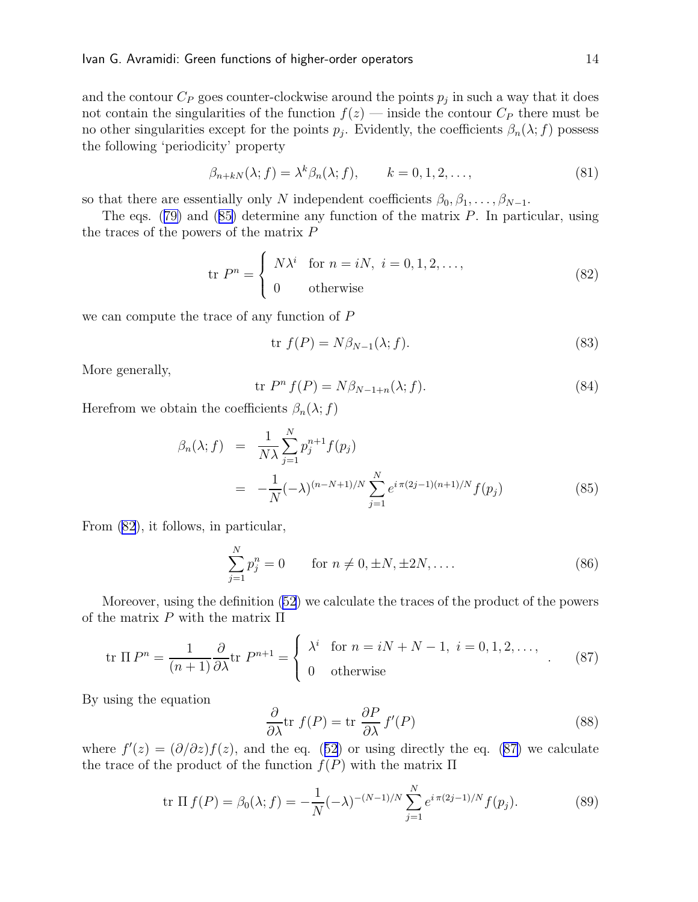and the contour $C_P$ goes counter-clockwise around the points $p_j$ in such a way that it does not contain the singularities of the function $f(z)$ — inside the contour $C_P$ there must be no other singularities except for the points $p_j$. Evidently, the coefficients $\beta_n(\lambda; f)$ possess the following 'periodicity' property

$$\beta_{n+kN}(\lambda; f) = \lambda^k \beta_n(\lambda; f), \qquad k = 0, 1, 2, \dots, \tag{81}$$

so that there are essentially only $N$ independent coefficients $\beta_0, \beta_1, \dots, \beta_{N-1}$.

The eqs. (79) and (85) determine any function of the matrix $P$. In particular, using the traces of the powers of the matrix $P$

$$\text{tr}\ P^n = \begin{cases} N\lambda^i & \text{for } n = iN,\ i = 0, 1, 2, \dots, \\ 0 & \text{otherwise} \end{cases} \tag{82}$$

we can compute the trace of any function of $P$

$$\text{tr}\ f(P) = N\beta_{N-1}(\lambda; f). \tag{83}$$

More generally,

$$\text{tr}\ P^n f(P) = N\beta_{N-1+n}(\lambda; f). \tag{84}$$

Herefrom we obtain the coefficients $\beta_n(\lambda; f)$

$$\begin{aligned} \beta_n(\lambda; f) &= \frac{1}{N\lambda} \sum_{j=1}^{N} p_j^{n+1} f(p_j) \\ &= -\frac{1}{N}(-\lambda)^{(n-N+1)/N} \sum_{j=1}^{N} e^{i\,\pi(2j-1)(n+1)/N} f(p_j) \end{aligned} \tag{85}$$

From (82), it follows, in particular,

$$\sum_{j=1}^{N} p_j^n = 0 \qquad \text{for } n \neq 0, \pm N, \pm 2N, \dots. \tag{86}$$

Moreover, using the definition (52) we calculate the traces of the product of the powers of the matrix $P$ with the matrix $\Pi$

$$\text{tr}\ \Pi\, P^n = \frac{1}{(n+1)} \frac{\partial}{\partial \lambda} \text{tr}\ P^{n+1} = \begin{cases} \lambda^i & \text{for } n = iN + N - 1,\ i = 0, 1, 2, \dots, \\ 0 & \text{otherwise} \end{cases}. \tag{87}$$

By using the equation

$$\frac{\partial}{\partial \lambda} \text{tr}\ f(P) = \text{tr}\ \frac{\partial P}{\partial \lambda} f'(P) \tag{88}$$

where $f'(z) = (\partial/\partial z) f(z)$, and the eq. (52) or using directly the eq. (87) we calculate the trace of the product of the function $f(P)$ with the matrix $\Pi$

$$\text{tr}\ \Pi\, f(P) = \beta_0(\lambda; f) = -\frac{1}{N}(-\lambda)^{-(N-1)/N} \sum_{j=1}^{N} e^{i\,\pi(2j-1)/N} f(p_j). \tag{89}$$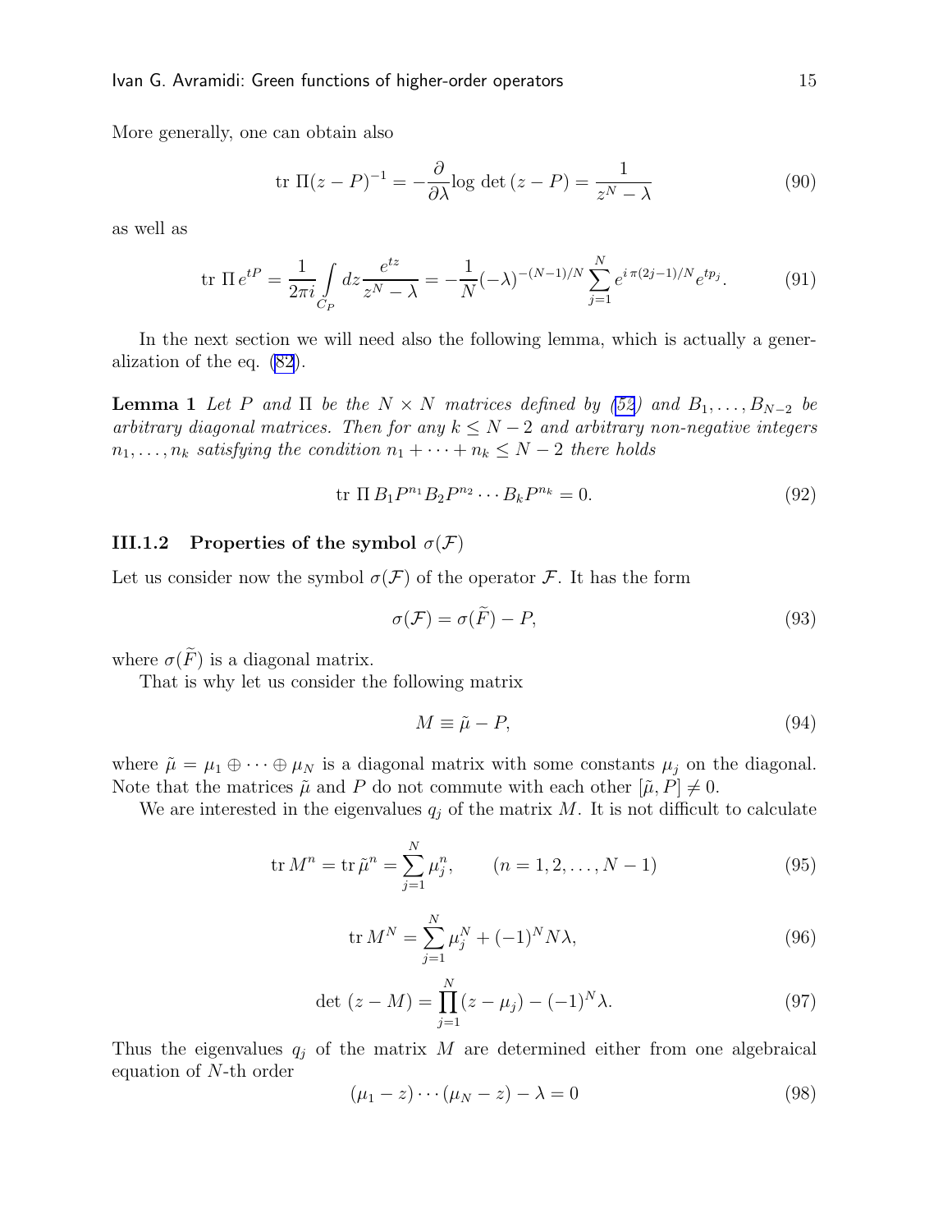More generally, one can obtain also

$$\mathrm{tr}\ \Pi(z-P)^{-1} = -\frac{\partial}{\partial\lambda}\log\,\det\,(z-P) = \frac{1}{z^N-\lambda} \tag{90}$$

as well as

$$\mathrm{tr}\ \Pi\, e^{tP} = \frac{1}{2\pi i}\int\limits_{C_P} dz \frac{e^{tz}}{z^N-\lambda} = -\frac{1}{N}(-\lambda)^{-(N-1)/N}\sum_{j=1}^{N} e^{i\,\pi(2j-1)/N}e^{tp_j}. \tag{91}$$

In the next section we will need also the following lemma, which is actually a generalization of the eq. (82).

**Lemma 1** *Let $P$ and $\Pi$ be the $N\times N$ matrices defined by (52) and $B_1,\dots,B_{N-2}$ be arbitrary diagonal matrices. Then for any $k\le N-2$ and arbitrary non-negative integers $n_1,\dots,n_k$ satisfying the condition $n_1+\cdots+n_k\le N-2$ there holds*

$$\mathrm{tr}\ \Pi\, B_1P^{n_1}B_2P^{n_2}\cdots B_kP^{n_k} = 0. \tag{92}$$

### III.1.2 Properties of the symbol $\sigma(\mathcal{F})$

Let us consider now the symbol $\sigma(\mathcal{F})$ of the operator $\mathcal{F}$. It has the form

$$\sigma(\mathcal{F}) = \sigma(\widetilde{F}) - P, \tag{93}$$

where $\sigma(\widetilde{F})$ is a diagonal matrix.

That is why let us consider the following matrix

$$M \equiv \tilde{\mu} - P, \tag{94}$$

where $\tilde{\mu} = \mu_1\oplus\cdots\oplus\mu_N$ is a diagonal matrix with some constants $\mu_j$ on the diagonal. Note that the matrices $\tilde{\mu}$ and $P$ do not commute with each other $[\tilde{\mu},P]\neq 0$.

We are interested in the eigenvalues $q_j$ of the matrix $M$. It is not difficult to calculate

$$\mathrm{tr}\, M^n = \mathrm{tr}\,\tilde{\mu}^n = \sum_{j=1}^{N}\mu_j^n, \qquad (n=1,2,\dots,N-1) \tag{95}$$

$$\mathrm{tr}\, M^N = \sum_{j=1}^{N}\mu_j^N + (-1)^N N\lambda, \tag{96}$$

$$\det\,(z-M) = \prod_{j=1}^{N}(z-\mu_j) - (-1)^N\lambda. \tag{97}$$

Thus the eigenvalues $q_j$ of the matrix $M$ are determined either from one algebraical equation of $N$-th order

$$(\mu_1-z)\cdots(\mu_N-z) - \lambda = 0 \tag{98}$$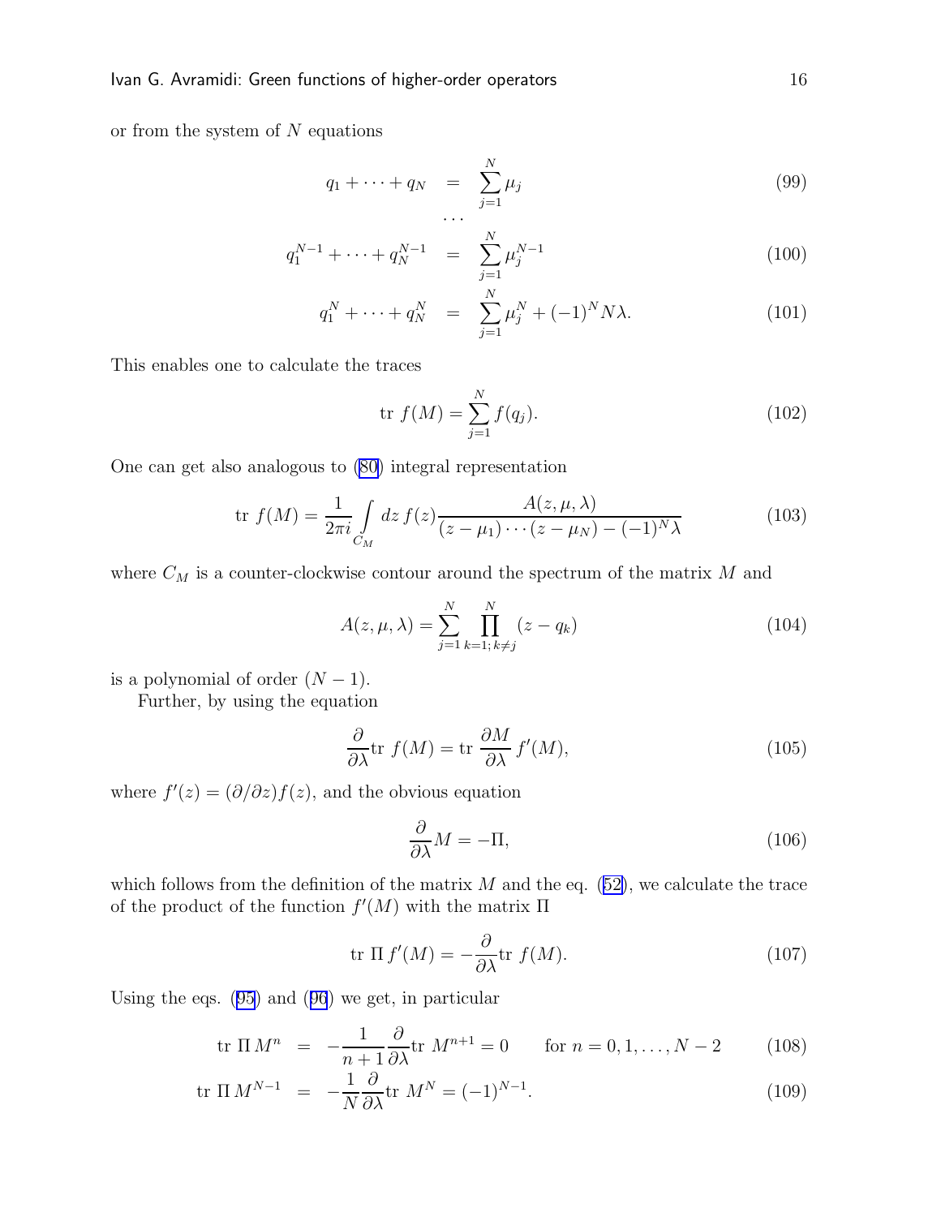or from the system of $N$ equations

$$q_1 + \cdots + q_N = \sum_{j=1}^{N} \mu_j \tag{99}$$

$$\cdots$$

$$q_1^{N-1} + \cdots + q_N^{N-1} = \sum_{j=1}^{N} \mu_j^{N-1} \tag{100}$$

$$q_1^{N} + \cdots + q_N^{N} = \sum_{j=1}^{N} \mu_j^{N} + (-1)^N N\lambda. \tag{101}$$

This enables one to calculate the traces

$$\text{tr } f(M) = \sum_{j=1}^{N} f(q_j). \tag{102}$$

One can get also analogous to (80) integral representation

$$\text{tr } f(M) = \frac{1}{2\pi i} \int\limits_{C_M} dz\, f(z) \frac{A(z,\mu,\lambda)}{(z-\mu_1)\cdots(z-\mu_N) - (-1)^N \lambda} \tag{103}$$

where $C_M$ is a counter-clockwise contour around the spectrum of the matrix $M$ and

$$A(z,\mu,\lambda) = \sum_{j=1}^{N} \prod_{k=1;\, k\neq j}^{N} (z - q_k) \tag{104}$$

is a polynomial of order $(N-1)$.

Further, by using the equation

$$\frac{\partial}{\partial\lambda} \text{tr } f(M) = \text{tr } \frac{\partial M}{\partial \lambda} f'(M), \tag{105}$$

where $f'(z) = (\partial/\partial z) f(z)$, and the obvious equation

$$\frac{\partial}{\partial\lambda} M = -\Pi, \tag{106}$$

which follows from the definition of the matrix $M$ and the eq. (52), we calculate the trace of the product of the function $f'(M)$ with the matrix $\Pi$

$$\text{tr } \Pi\, f'(M) = -\frac{\partial}{\partial\lambda} \text{tr } f(M). \tag{107}$$

Using the eqs. (95) and (96) we get, in particular

$$\text{tr } \Pi\, M^n = -\frac{1}{n+1} \frac{\partial}{\partial\lambda} \text{tr } M^{n+1} = 0 \qquad \text{for } n = 0, 1, \ldots, N-2 \tag{108}$$

$$\text{tr } \Pi\, M^{N-1} = -\frac{1}{N} \frac{\partial}{\partial\lambda} \text{tr } M^{N} = (-1)^{N-1}. \tag{109}$$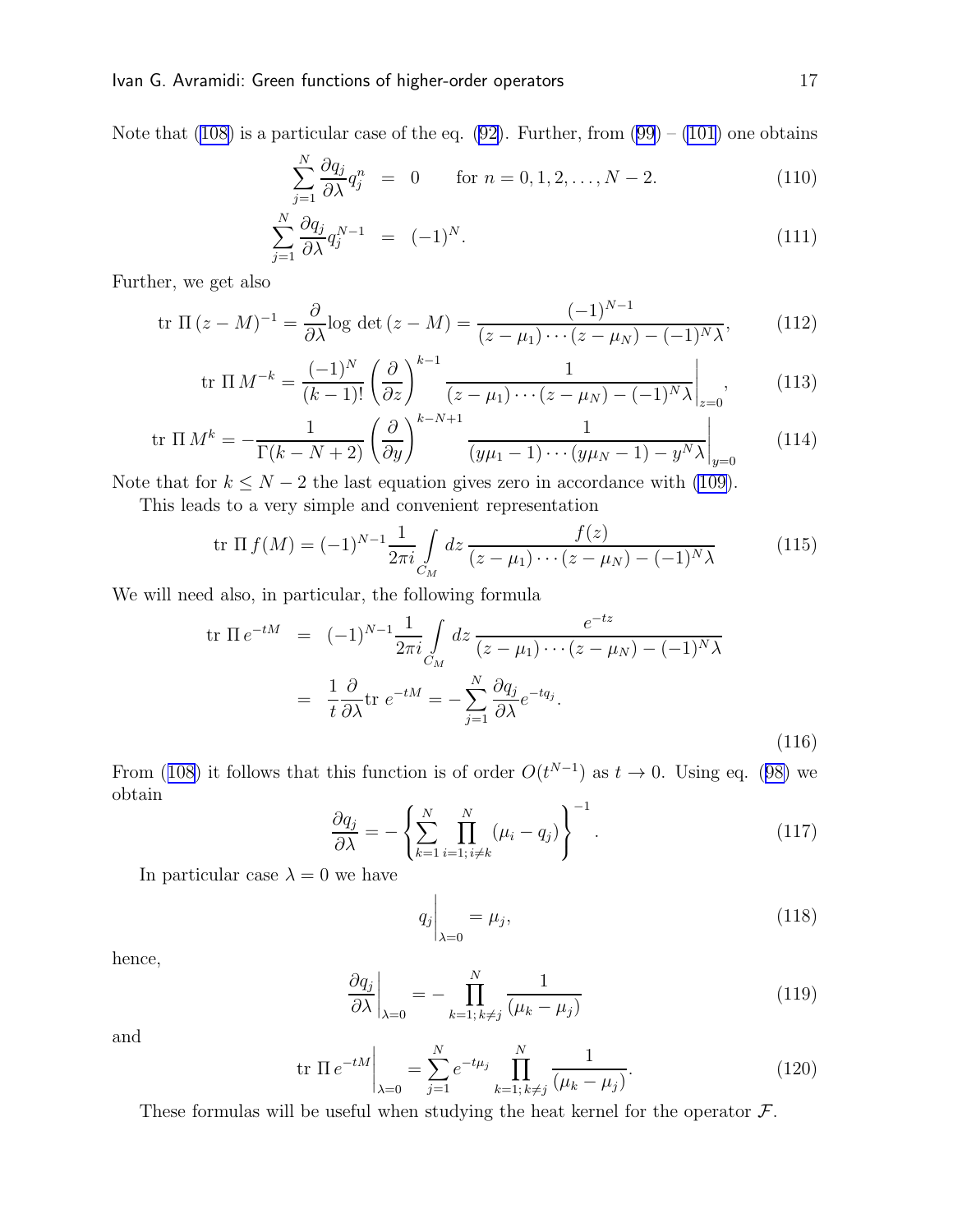Note that (108) is a particular case of the eq. (92). Further, from (99) – (101) one obtains

$$\sum_{j=1}^{N} \frac{\partial q_j}{\partial \lambda} q_j^n = 0 \qquad \text{for } n = 0, 1, 2, \ldots, N-2. \tag{110}$$

$$\sum_{j=1}^{N} \frac{\partial q_j}{\partial \lambda} q_j^{N-1} = (-1)^N. \tag{111}$$

Further, we get also

$$\mathrm{tr}\,\Pi\,(z-M)^{-1} = \frac{\partial}{\partial \lambda} \log\,\det\,(z-M) = \frac{(-1)^{N-1}}{(z-\mu_1)\cdots(z-\mu_N) - (-1)^N \lambda}, \tag{112}$$

$$\mathrm{tr}\,\Pi\,M^{-k} = \frac{(-1)^N}{(k-1)!}\left(\frac{\partial}{\partial z}\right)^{k-1} \frac{1}{(z-\mu_1)\cdots(z-\mu_N) - (-1)^N \lambda}\Bigg|_{z=0}, \tag{113}$$

$$\mathrm{tr}\,\Pi\,M^{k} = -\frac{1}{\Gamma(k-N+2)}\left(\frac{\partial}{\partial y}\right)^{k-N+1} \frac{1}{(y\mu_1 - 1)\cdots(y\mu_N - 1) - y^N \lambda}\Bigg|_{y=0} \tag{114}$$

Note that for $k \le N-2$ the last equation gives zero in accordance with (109).

This leads to a very simple and convenient representation

$$\mathrm{tr}\,\Pi\,f(M) = (-1)^{N-1} \frac{1}{2\pi i} \int\limits_{C_M} dz\, \frac{f(z)}{(z-\mu_1)\cdots(z-\mu_N) - (-1)^N \lambda} \tag{115}$$

We will need also, in particular, the following formula

$$\begin{aligned} \mathrm{tr}\,\Pi\,e^{-tM} &= (-1)^{N-1} \frac{1}{2\pi i} \int\limits_{C_M} dz\, \frac{e^{-tz}}{(z-\mu_1)\cdots(z-\mu_N) - (-1)^N \lambda} \\ &= \frac{1}{t} \frac{\partial}{\partial \lambda} \mathrm{tr}\; e^{-tM} = -\sum_{j=1}^{N} \frac{\partial q_j}{\partial \lambda} e^{-tq_j}. \end{aligned} \tag{116}$$

From (108) it follows that this function is of order $O(t^{N-1})$ as $t \to 0$. Using eq. (98) we obtain

$$\frac{\partial q_j}{\partial \lambda} = -\left\{ \sum_{k=1}^{N} \prod_{i=1;\, i \ne k}^{N} (\mu_i - q_j) \right\}^{-1}. \tag{117}$$

In particular case $\lambda = 0$ we have

$$q_j \Big|_{\lambda=0} = \mu_j, \tag{118}$$

hence,

$$\frac{\partial q_j}{\partial \lambda}\Bigg|_{\lambda=0} = -\prod_{k=1;\, k \ne j}^{N} \frac{1}{(\mu_k - \mu_j)} \tag{119}$$

and

$$\mathrm{tr}\,\Pi\,e^{-tM}\Bigg|_{\lambda=0} = \sum_{j=1}^{N} e^{-t\mu_j} \prod_{k=1;\, k \ne j}^{N} \frac{1}{(\mu_k - \mu_j)}. \tag{120}$$

These formulas will be useful when studying the heat kernel for the operator $\mathcal{F}$.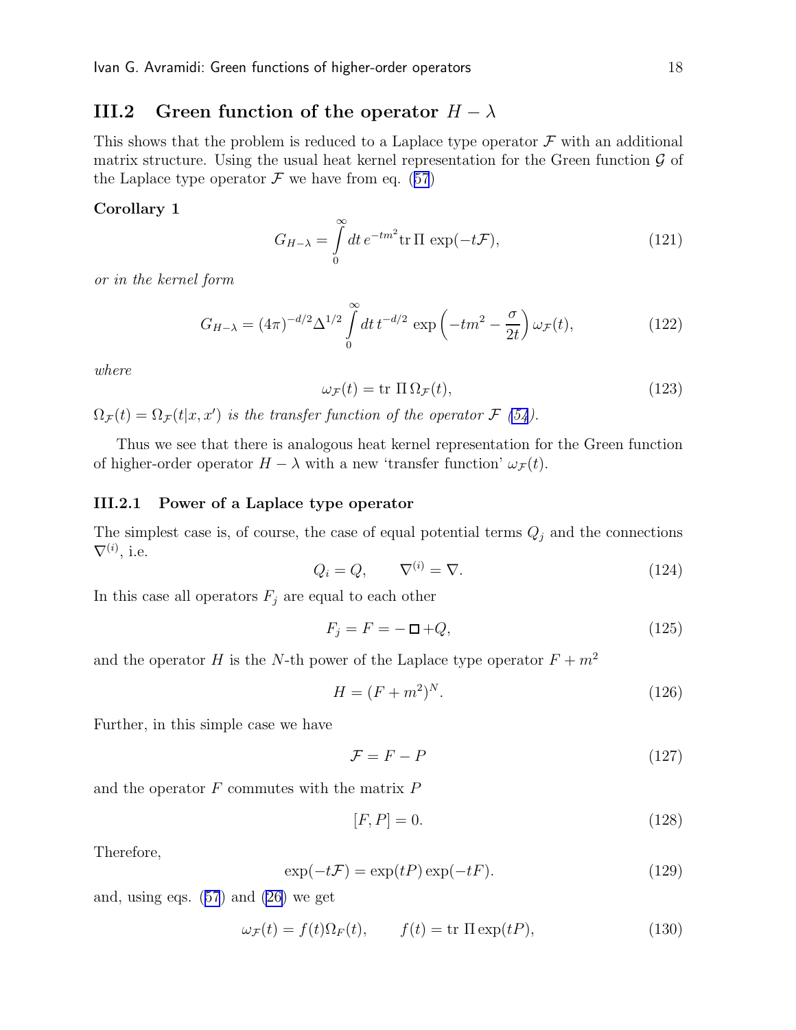## III.2 Green function of the operator $H - \lambda$

This shows that the problem is reduced to a Laplace type operator $\mathcal{F}$ with an additional matrix structure. Using the usual heat kernel representation for the Green function $\mathcal{G}$ of the Laplace type operator $\mathcal{F}$ we have from eq. (57)

**Corollary 1**

$$G_{H-\lambda} = \int_0^\infty dt\, e^{-tm^2} \mathrm{tr}\, \Pi\, \exp(-t\mathcal{F}), \tag{121}$$

*or in the kernel form*

$$G_{H-\lambda} = (4\pi)^{-d/2} \Delta^{1/2} \int_0^\infty dt\, t^{-d/2} \exp\left(-tm^2 - \frac{\sigma}{2t}\right) \omega_{\mathcal{F}}(t), \tag{122}$$

*where*

$$\omega_{\mathcal{F}}(t) = \mathrm{tr}\ \Pi\, \Omega_{\mathcal{F}}(t), \tag{123}$$

$\Omega_{\mathcal{F}}(t) = \Omega_{\mathcal{F}}(t|x, x')$ *is the transfer function of the operator* $\mathcal{F}$ *(54).*

Thus we see that there is analogous heat kernel representation for the Green function of higher-order operator $H - \lambda$ with a new 'transfer function' $\omega_{\mathcal{F}}(t)$.

### III.2.1 Power of a Laplace type operator

The simplest case is, of course, the case of equal potential terms $Q_j$ and the connections $\nabla^{(i)}$, i.e.

$$Q_i = Q, \qquad \nabla^{(i)} = \nabla. \tag{124}$$

In this case all operators $F_j$ are equal to each other

$$F_j = F = -\,\Box + Q, \tag{125}$$

and the operator $H$ is the $N$-th power of the Laplace type operator $F + m^2$

$$H = (F + m^2)^N. \tag{126}$$

Further, in this simple case we have

$$\mathcal{F} = F - P \tag{127}$$

and the operator $F$ commutes with the matrix $P$

$$[F, P] = 0. \tag{128}$$

Therefore,

$$\exp(-t\mathcal{F}) = \exp(tP) \exp(-tF). \tag{129}$$

and, using eqs. (57) and (26) we get

$$\omega_{\mathcal{F}}(t) = f(t)\Omega_F(t), \qquad f(t) = \mathrm{tr}\ \Pi \exp(tP), \tag{130}$$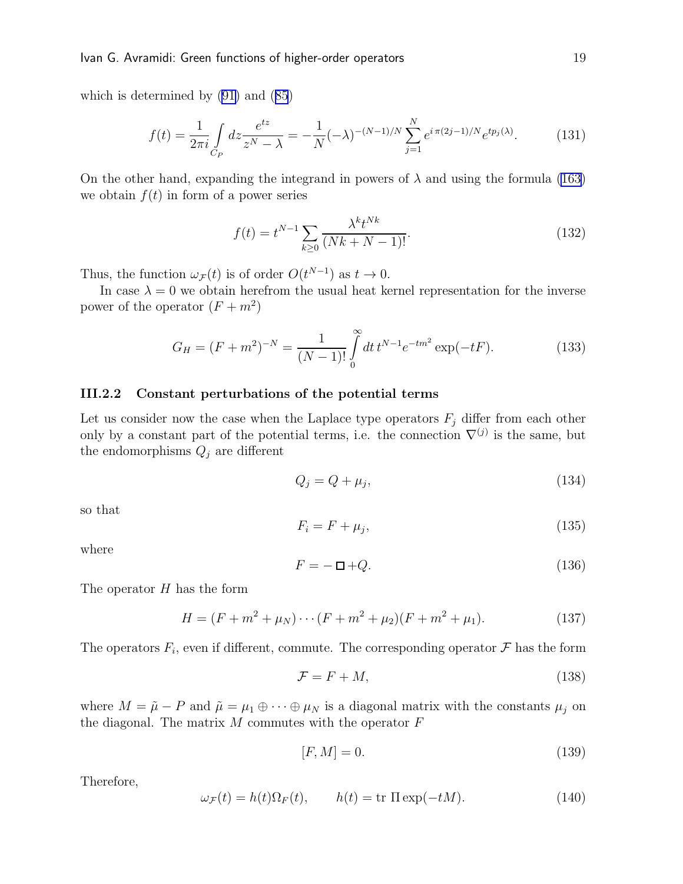which is determined by (91) and (85)

$$f(t) = \frac{1}{2\pi i}\int\limits_{C_P} dz \frac{e^{tz}}{z^N - \lambda} = -\frac{1}{N}(-\lambda)^{-(N-1)/N}\sum_{j=1}^{N} e^{i\,\pi(2j-1)/N} e^{tp_j(\lambda)}. \tag{131}$$

On the other hand, expanding the integrand in powers of $\lambda$ and using the formula (163) we obtain $f(t)$ in form of a power series

$$f(t) = t^{N-1}\sum_{k\geq 0}\frac{\lambda^k t^{Nk}}{(Nk+N-1)!}. \tag{132}$$

Thus, the function $\omega_{\mathcal{F}}(t)$ is of order $O(t^{N-1})$ as $t\to 0$.

In case $\lambda = 0$ we obtain herefrom the usual heat kernel representation for the inverse power of the operator $(F+m^2)$

$$G_H = (F+m^2)^{-N} = \frac{1}{(N-1)!}\int\limits_0^\infty dt\, t^{N-1} e^{-tm^2}\exp(-tF). \tag{133}$$

### III.2.2 Constant perturbations of the potential terms

Let us consider now the case when the Laplace type operators $F_j$ differ from each other only by a constant part of the potential terms, i.e. the connection $\nabla^{(j)}$ is the same, but the endomorphisms $Q_j$ are different

$$Q_j = Q + \mu_j, \tag{134}$$

so that

$$F_i = F + \mu_j, \tag{135}$$

where

$$F = -\,\Box + Q. \tag{136}$$

The operator $H$ has the form

$$H = (F+m^2+\mu_N)\cdots(F+m^2+\mu_2)(F+m^2+\mu_1). \tag{137}$$

The operators $F_i$, even if different, commute. The corresponding operator $\mathcal{F}$ has the form

$$\mathcal{F} = F + M, \tag{138}$$

where $M = \tilde{\mu} - P$ and $\tilde{\mu} = \mu_1\oplus\cdots\oplus\mu_N$ is a diagonal matrix with the constants $\mu_j$ on the diagonal. The matrix $M$ commutes with the operator $F$

$$[F, M] = 0. \tag{139}$$

Therefore,

$$\omega_{\mathcal{F}}(t) = h(t)\Omega_F(t), \qquad h(t) = \mathrm{tr}\ \Pi\exp(-tM). \tag{140}$$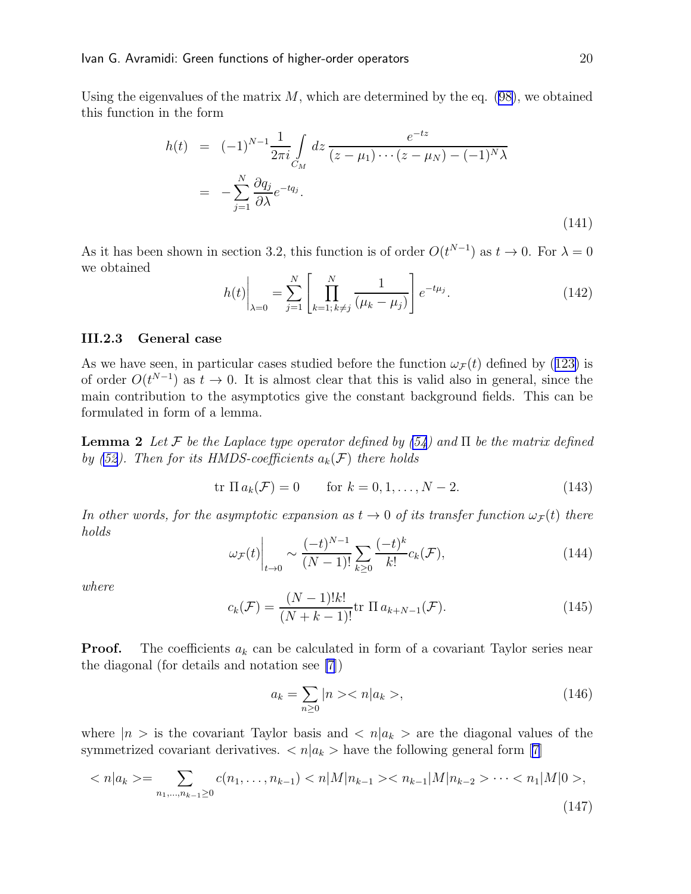Using the eigenvalues of the matrix $M$, which are determined by the eq. (98), we obtained this function in the form

$$
\begin{aligned}
h(t) &= (-1)^{N-1}\frac{1}{2\pi i}\int\limits_{C_M} dz\,\frac{e^{-tz}}{(z-\mu_1)\cdots(z-\mu_N)-(-1)^N\lambda} \\
&= -\sum_{j=1}^{N}\frac{\partial q_j}{\partial\lambda}e^{-tq_j}.
\end{aligned}
\tag{141}
$$

As it has been shown in section 3.2, this function is of order $O(t^{N-1})$ as $t\to 0$. For $\lambda=0$ we obtained

$$
h(t)\Big|_{\lambda=0} = \sum_{j=1}^{N}\left[\prod_{k=1;\,k\neq j}^{N}\frac{1}{(\mu_k-\mu_j)}\right]e^{-t\mu_j}. \tag{142}
$$

### III.2.3 General case

As we have seen, in particular cases studied before the function $\omega_{\mathcal{F}}(t)$ defined by (123) is of order $O(t^{N-1})$ as $t\to 0$. It is almost clear that this is valid also in general, since the main contribution to the asymptotics give the constant background fields. This can be formulated in form of a lemma.

**Lemma 2** *Let $\mathcal{F}$ be the Laplace type operator defined by (54) and $\Pi$ be the matrix defined by (52). Then for its HMDS-coefficients $a_k(\mathcal{F})$ there holds*

$$
\mathrm{tr}\;\Pi\, a_k(\mathcal{F}) = 0 \qquad \text{for } k=0,1,\dots,N-2. \tag{143}
$$

*In other words, for the asymptotic expansion as $t\to 0$ of its transfer function $\omega_{\mathcal{F}}(t)$ there holds*

$$
\omega_{\mathcal{F}}(t)\Big|_{t\to 0} \sim \frac{(-t)^{N-1}}{(N-1)!}\sum_{k\geq 0}\frac{(-t)^k}{k!}c_k(\mathcal{F}), \tag{144}
$$

*where*

$$
c_k(\mathcal{F}) = \frac{(N-1)!k!}{(N+k-1)!}\mathrm{tr}\;\Pi\, a_{k+N-1}(\mathcal{F}). \tag{145}
$$

**Proof.** The coefficients $a_k$ can be calculated in form of a covariant Taylor series near the diagonal (for details and notation see [7])

$$
a_k = \sum_{n\geq 0}|n><n|a_k>, \tag{146}
$$

where $|n>$ is the covariant Taylor basis and $<n|a_k>$ are the diagonal values of the symmetrized covariant derivatives. $<n|a_k>$ have the following general form [7]

$$
<n|a_k> = \sum_{n_1,\dots,n_{k-1}\geq 0} c(n_1,\dots,n_{k-1}) <n|M|n_{k-1}><n_{k-1}|M|n_{k-2}>\cdots<n_1|M|0>, \tag{147}
$$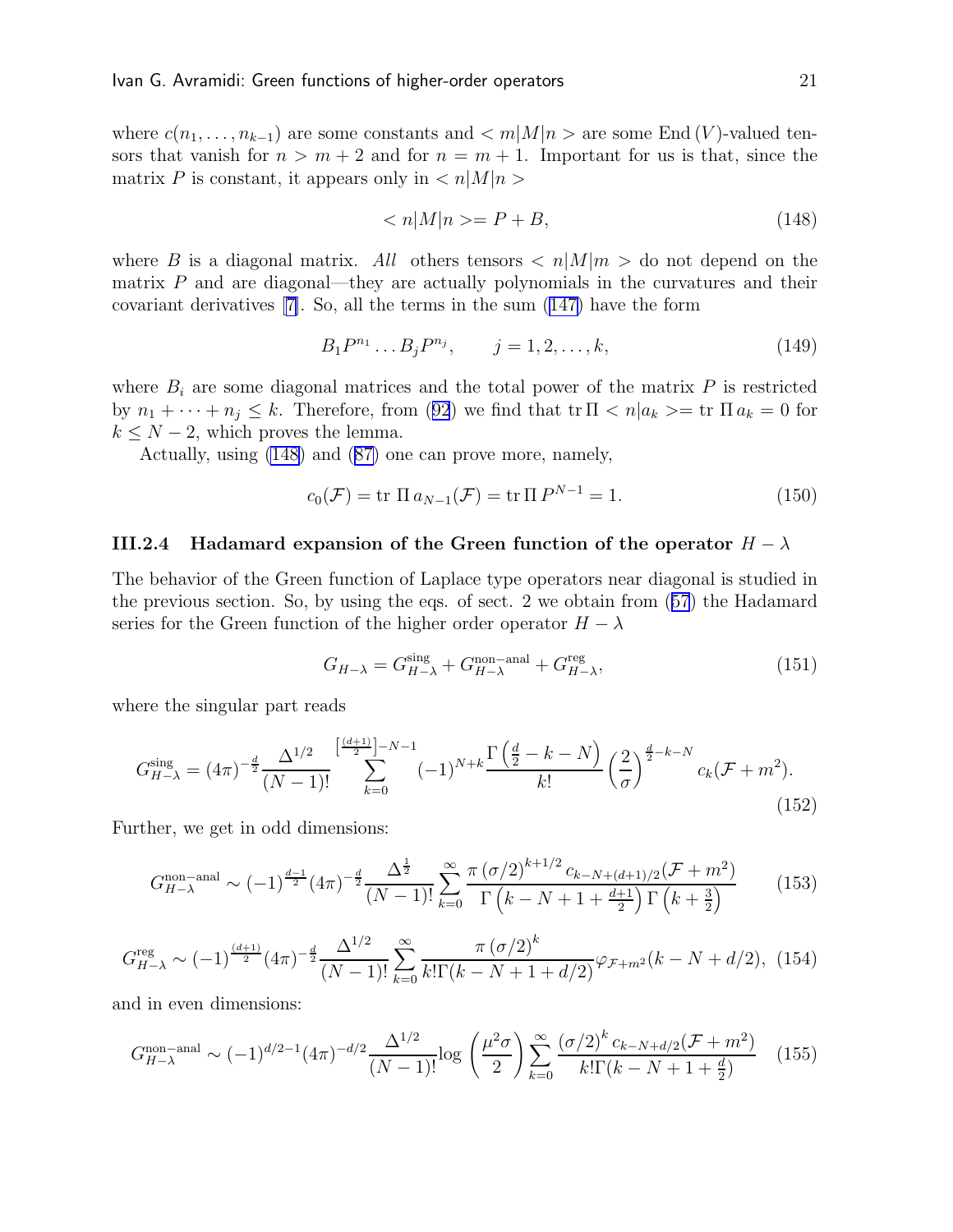where $c(n_1, \dots, n_{k-1})$ are some constants and $< m|M|n >$ are some End $(V)$-valued tensors that vanish for $n > m+2$ and for $n = m+1$. Important for us is that, since the matrix $P$ is constant, it appears only in $< n|M|n >$

$$< n|M|n >= P + B, \tag{148}$$

where $B$ is a diagonal matrix. *All* others tensors $< n|M|m >$ do not depend on the matrix $P$ and are diagonal—they are actually polynomials in the curvatures and their covariant derivatives [7]. So, all the terms in the sum (147) have the form

$$B_1 P^{n_1} \dots B_j P^{n_j}, \qquad j = 1, 2, \dots, k, \tag{149}$$

where $B_i$ are some diagonal matrices and the total power of the matrix $P$ is restricted by $n_1 + \dots + n_j \le k$. Therefore, from (92) we find that $\mathrm{tr}\,\Pi < n|a_k >= \mathrm{tr}\,\Pi\, a_k = 0$ for $k \le N-2$, which proves the lemma.

Actually, using (148) and (87) one can prove more, namely,

$$c_0(\mathcal{F}) = \mathrm{tr}\;\Pi\, a_{N-1}(\mathcal{F}) = \mathrm{tr}\,\Pi\, P^{N-1} = 1. \tag{150}$$

### III.2.4 Hadamard expansion of the Green function of the operator $H - \lambda$

The behavior of the Green function of Laplace type operators near diagonal is studied in the previous section. So, by using the eqs. of sect. 2 we obtain from (57) the Hadamard series for the Green function of the higher order operator $H - \lambda$

$$G_{H-\lambda} = G^{\rm sing}_{H-\lambda} + G^{\rm non-anal}_{H-\lambda} + G^{\rm reg}_{H-\lambda}, \tag{151}$$

where the singular part reads

$$G^{\rm sing}_{H-\lambda} = (4\pi)^{-\frac{d}{2}} \frac{\Delta^{1/2}}{(N-1)!} \sum_{k=0}^{\left[\frac{(d+1)}{2}\right]-N-1} (-1)^{N+k} \frac{\Gamma\left(\frac{d}{2} - k - N\right)}{k!} \left(\frac{2}{\sigma}\right)^{\frac{d}{2}-k-N} c_k(\mathcal{F} + m^2). \tag{152}$$

Further, we get in odd dimensions:

$$G^{\rm non-anal}_{H-\lambda} \sim (-1)^{\frac{d-1}{2}} (4\pi)^{-\frac{d}{2}} \frac{\Delta^{\frac{1}{2}}}{(N-1)!} \sum_{k=0}^{\infty} \frac{\pi \left(\sigma/2\right)^{k+1/2} c_{k-N+(d+1)/2}(\mathcal{F} + m^2)}{\Gamma\left(k - N + 1 + \frac{d+1}{2}\right)\Gamma\left(k + \frac{3}{2}\right)} \tag{153}$$

$$G^{\rm reg}_{H-\lambda} \sim (-1)^{\frac{(d+1)}{2}} (4\pi)^{-\frac{d}{2}} \frac{\Delta^{1/2}}{(N-1)!} \sum_{k=0}^{\infty} \frac{\pi \left(\sigma/2\right)^{k}}{k!\Gamma(k - N + 1 + d/2)} \varphi_{\mathcal{F}+m^2}(k - N + d/2), \tag{154}$$

and in even dimensions:

$$G^{\rm non-anal}_{H-\lambda} \sim (-1)^{d/2-1} (4\pi)^{-d/2} \frac{\Delta^{1/2}}{(N-1)!} \log\left(\frac{\mu^2 \sigma}{2}\right) \sum_{k=0}^{\infty} \frac{\left(\sigma/2\right)^{k} c_{k-N+d/2}(\mathcal{F} + m^2)}{k!\Gamma(k - N + 1 + \frac{d}{2})} \tag{155}$$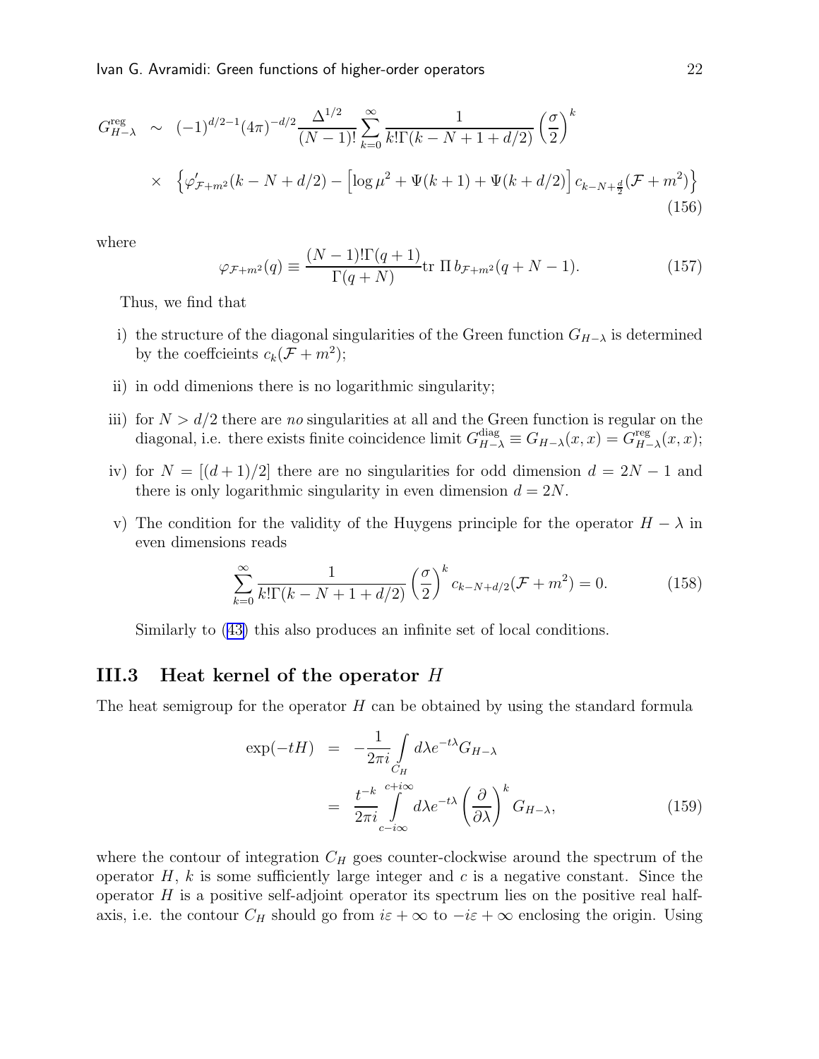$$
\begin{aligned}
G^{\rm reg}_{H-\lambda} &\sim (-1)^{d/2-1}(4\pi)^{-d/2}\frac{\Delta^{1/2}}{(N-1)!}\sum_{k=0}^{\infty}\frac{1}{k!\Gamma(k-N+1+d/2)}\left(\frac{\sigma}{2}\right)^k \\
&\times \left\{\varphi'_{\mathcal{F}+m^2}(k-N+d/2)-\left[\log\mu^2+\Psi(k+1)+\Psi(k+d/2)\right]c_{k-N+\frac{d}{2}}(\mathcal{F}+m^2)\right\}
\end{aligned}
\tag{156}
$$

where

$$
\varphi_{\mathcal{F}+m^2}(q)\equiv\frac{(N-1)!\Gamma(q+1)}{\Gamma(q+N)}{\rm tr}\ \Pi\, b_{\mathcal{F}+m^2}(q+N-1). \tag{157}
$$

Thus, we find that

i) the structure of the diagonal singularities of the Green function $G_{H-\lambda}$ is determined by the coeffcieints $c_k(\mathcal{F}+m^2)$;

ii) in odd dimenions there is no logarithmic singularity;

iii) for $N>d/2$ there are *no* singularities at all and the Green function is regular on the diagonal, i.e. there exists finite coincidence limit $G^{\rm diag}_{H-\lambda}\equiv G_{H-\lambda}(x,x)=G^{\rm reg}_{H-\lambda}(x,x)$;

iv) for $N=[(d+1)/2]$ there are no singularities for odd dimension $d=2N-1$ and there is only logarithmic singularity in even dimension $d=2N$.

v) The condition for the validity of the Huygens principle for the operator $H-\lambda$ in even dimensions reads

$$
\sum_{k=0}^{\infty}\frac{1}{k!\Gamma(k-N+1+d/2)}\left(\frac{\sigma}{2}\right)^k c_{k-N+d/2}(\mathcal{F}+m^2)=0. \tag{158}
$$

Similarly to (43) this also produces an infinite set of local conditions.

### III.3 Heat kernel of the operator $H$

The heat semigroup for the operator $H$ can be obtained by using the standard formula

$$
\begin{aligned}
\exp(-tH) &= -\frac{1}{2\pi i}\int\limits_{C_H} d\lambda e^{-t\lambda}G_{H-\lambda} \\
&= \frac{t^{-k}}{2\pi i}\int\limits_{c-i\infty}^{c+i\infty} d\lambda e^{-t\lambda}\left(\frac{\partial}{\partial\lambda}\right)^k G_{H-\lambda},
\end{aligned}
\tag{159}
$$

where the contour of integration $C_H$ goes counter-clockwise around the spectrum of the operator $H$, $k$ is some sufficiently large integer and $c$ is a negative constant. Since the operator $H$ is a positive self-adjoint operator its spectrum lies on the positive real half-axis, i.e. the contour $C_H$ should go from $i\varepsilon+\infty$ to $-i\varepsilon+\infty$ enclosing the origin. Using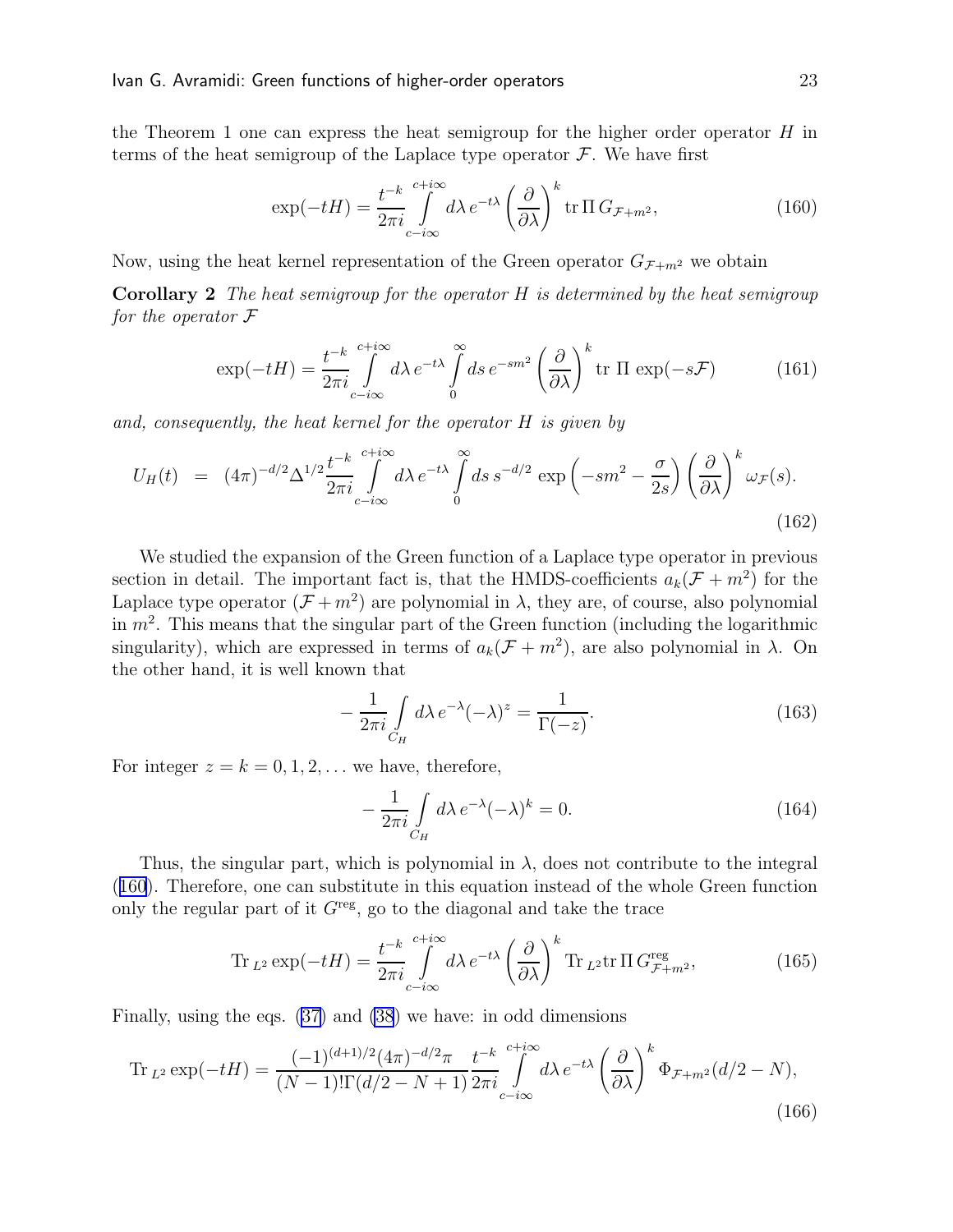the Theorem 1 one can express the heat semigroup for the higher order operator $H$ in terms of the heat semigroup of the Laplace type operator $\mathcal{F}$. We have first

$$\exp(-tH) = \frac{t^{-k}}{2\pi i}\int\limits_{c-i\infty}^{c+i\infty} d\lambda\, e^{-t\lambda}\left(\frac{\partial}{\partial\lambda}\right)^k \mathrm{tr}\,\Pi\, G_{\mathcal{F}+m^2}, \tag{160}$$

Now, using the heat kernel representation of the Green operator $G_{\mathcal{F}+m^2}$ we obtain

**Corollary 2** *The heat semigroup for the operator $H$ is determined by the heat semigroup for the operator $\mathcal{F}$*

$$\exp(-tH) = \frac{t^{-k}}{2\pi i}\int\limits_{c-i\infty}^{c+i\infty} d\lambda\, e^{-t\lambda}\int\limits_0^\infty ds\, e^{-sm^2}\left(\frac{\partial}{\partial\lambda}\right)^k \mathrm{tr}\;\Pi\;\exp(-s\mathcal{F}) \tag{161}$$

*and, consequently, the heat kernel for the operator $H$ is given by*

$$U_H(t) \;=\; (4\pi)^{-d/2}\Delta^{1/2}\frac{t^{-k}}{2\pi i}\int\limits_{c-i\infty}^{c+i\infty} d\lambda\, e^{-t\lambda}\int\limits_0^\infty ds\, s^{-d/2}\,\exp\left(-sm^2 - \frac{\sigma}{2s}\right)\left(\frac{\partial}{\partial\lambda}\right)^k \omega_{\mathcal{F}}(s). \tag{162}$$

We studied the expansion of the Green function of a Laplace type operator in previous section in detail. The important fact is, that the HMDS-coefficients $a_k(\mathcal{F}+m^2)$ for the Laplace type operator $(\mathcal{F}+m^2)$ are polynomial in $\lambda$, they are, of course, also polynomial in $m^2$. This means that the singular part of the Green function (including the logarithmic singularity), which are expressed in terms of $a_k(\mathcal{F}+m^2)$, are also polynomial in $\lambda$. On the other hand, it is well known that

$$-\frac{1}{2\pi i}\int\limits_{C_H} d\lambda\, e^{-\lambda}(-\lambda)^z = \frac{1}{\Gamma(-z)}. \tag{163}$$

For integer $z = k = 0, 1, 2, \ldots$ we have, therefore,

$$-\frac{1}{2\pi i}\int\limits_{C_H} d\lambda\, e^{-\lambda}(-\lambda)^k = 0. \tag{164}$$

Thus, the singular part, which is polynomial in $\lambda$, does not contribute to the integral (160). Therefore, one can substitute in this equation instead of the whole Green function only the regular part of it $G^{\rm reg}$, go to the diagonal and take the trace

$$\mathrm{Tr}_{\,L^2}\exp(-tH) = \frac{t^{-k}}{2\pi i}\int\limits_{c-i\infty}^{c+i\infty} d\lambda\, e^{-t\lambda}\left(\frac{\partial}{\partial\lambda}\right)^k \mathrm{Tr}_{\,L^2}\mathrm{tr}\,\Pi\, G^{\rm reg}_{\mathcal{F}+m^2}, \tag{165}$$

Finally, using the eqs. (37) and (38) we have: in odd dimensions

$$\mathrm{Tr}_{\,L^2}\exp(-tH) = \frac{(-1)^{(d+1)/2}(4\pi)^{-d/2}\pi}{(N-1)!\Gamma(d/2-N+1)}\frac{t^{-k}}{2\pi i}\int\limits_{c-i\infty}^{c+i\infty} d\lambda\, e^{-t\lambda}\left(\frac{\partial}{\partial\lambda}\right)^k \Phi_{\mathcal{F}+m^2}(d/2-N), \tag{166}$$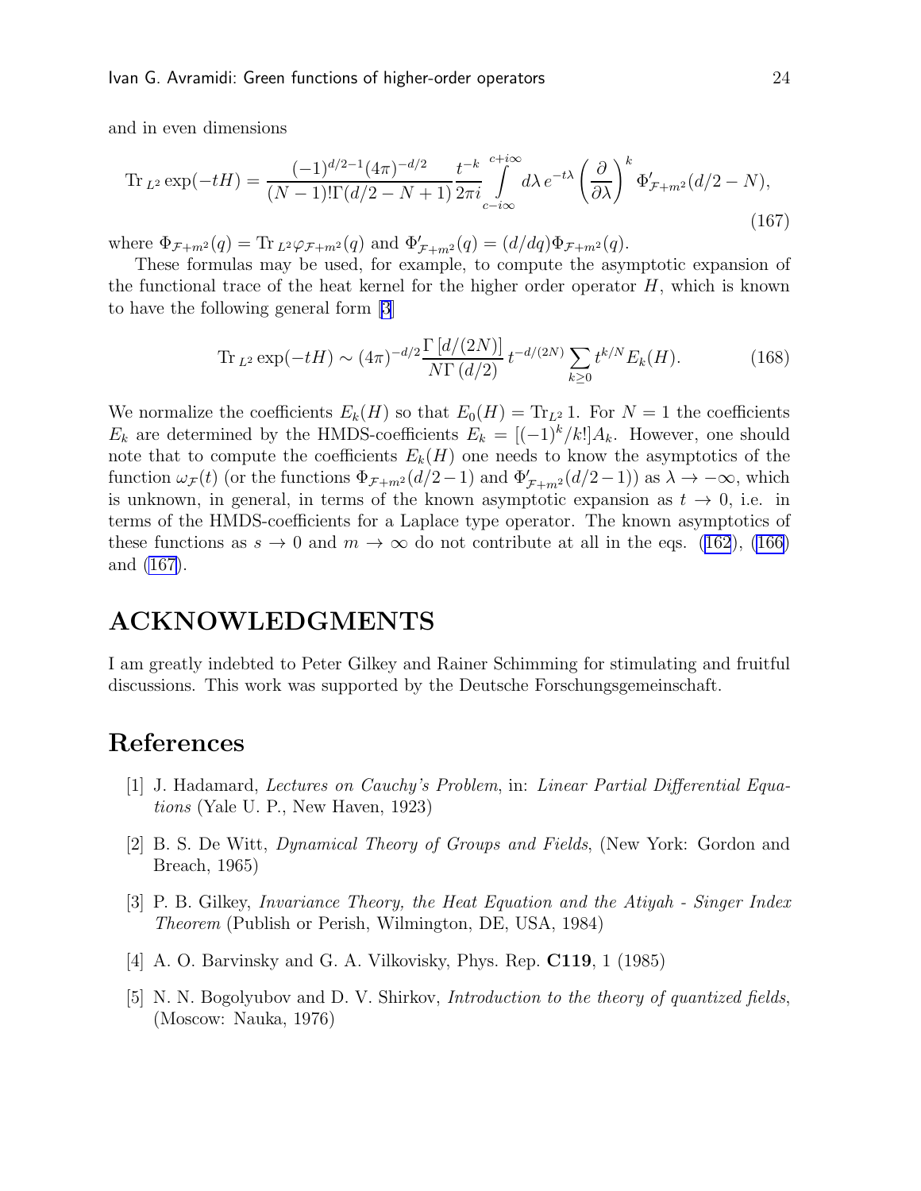and in even dimensions

$$
\mathrm{Tr}_{\,L^2} \exp(-tH) = \frac{(-1)^{d/2-1}(4\pi)^{-d/2}}{(N-1)!\Gamma(d/2-N+1)} \frac{t^{-k}}{2\pi i} \int\limits_{c-i\infty}^{c+i\infty} d\lambda\, e^{-t\lambda} \left(\frac{\partial}{\partial\lambda}\right)^k \Phi'_{\mathcal{F}+m^2}(d/2-N), \tag{167}
$$

where $\Phi_{\mathcal{F}+m^2}(q) = \mathrm{Tr}_{\,L^2}\varphi_{\mathcal{F}+m^2}(q)$ and $\Phi'_{\mathcal{F}+m^2}(q) = (d/dq)\Phi_{\mathcal{F}+m^2}(q)$.

These formulas may be used, for example, to compute the asymptotic expansion of the functional trace of the heat kernel for the higher order operator $H$, which is known to have the following general form [3]

$$
\mathrm{Tr}_{\,L^2} \exp(-tH) \sim (4\pi)^{-d/2} \frac{\Gamma\left[d/(2N)\right]}{N\Gamma\left(d/2\right)} t^{-d/(2N)} \sum_{k\geq 0} t^{k/N} E_k(H). \tag{168}
$$

We normalize the coefficients $E_k(H)$ so that $E_0(H) = \mathrm{Tr}_{L^2} 1$. For $N = 1$ the coefficients $E_k$ are determined by the HMDS-coefficients $E_k = [(-1)^k/k!]A_k$. However, one should note that to compute the coefficients $E_k(H)$ one needs to know the asymptotics of the function $\omega_{\mathcal{F}}(t)$ (or the functions $\Phi_{\mathcal{F}+m^2}(d/2-1)$ and $\Phi'_{\mathcal{F}+m^2}(d/2-1)$) as $\lambda \to -\infty$, which is unknown, in general, in terms of the known asymptotic expansion as $t \to 0$, i.e. in terms of the HMDS-coefficients for a Laplace type operator. The known asymptotics of these functions as $s \to 0$ and $m \to \infty$ do not contribute at all in the eqs. (162), (166) and (167).

# ACKNOWLEDGMENTS

I am greatly indebted to Peter Gilkey and Rainer Schimming for stimulating and fruitful discussions. This work was supported by the Deutsche Forschungsgemeinschaft.

# References

[1] J. Hadamard, *Lectures on Cauchy's Problem*, in: *Linear Partial Differential Equations* (Yale U. P., New Haven, 1923)

[2] B. S. De Witt, *Dynamical Theory of Groups and Fields*, (New York: Gordon and Breach, 1965)

[3] P. B. Gilkey, *Invariance Theory, the Heat Equation and the Atiyah - Singer Index Theorem* (Publish or Perish, Wilmington, DE, USA, 1984)

[4] A. O. Barvinsky and G. A. Vilkovisky, Phys. Rep. **C119**, 1 (1985)

[5] N. N. Bogolyubov and D. V. Shirkov, *Introduction to the theory of quantized fields*, (Moscow: Nauka, 1976)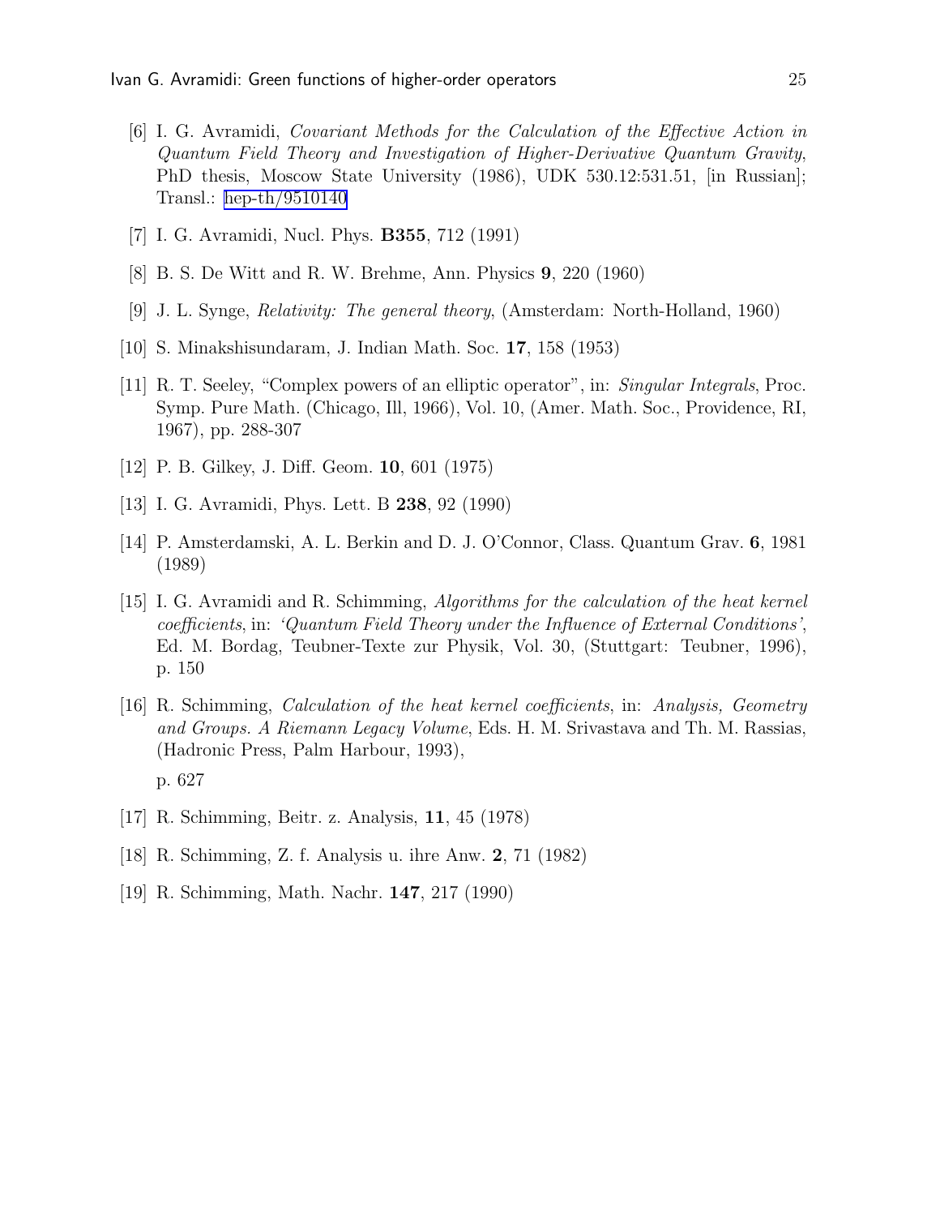[6] I. G. Avramidi, *Covariant Methods for the Calculation of the Effective Action in Quantum Field Theory and Investigation of Higher-Derivative Quantum Gravity*, PhD thesis, Moscow State University (1986), UDK 530.12:531.51, [in Russian]; Transl.: hep-th/9510140

[7] I. G. Avramidi, Nucl. Phys. **B355**, 712 (1991)

[8] B. S. De Witt and R. W. Brehme, Ann. Physics **9**, 220 (1960)

[9] J. L. Synge, *Relativity: The general theory*, (Amsterdam: North-Holland, 1960)

[10] S. Minakshisundaram, J. Indian Math. Soc. **17**, 158 (1953)

[11] R. T. Seeley, "Complex powers of an elliptic operator", in: *Singular Integrals*, Proc. Symp. Pure Math. (Chicago, Ill, 1966), Vol. 10, (Amer. Math. Soc., Providence, RI, 1967), pp. 288-307

[12] P. B. Gilkey, J. Diff. Geom. **10**, 601 (1975)

[13] I. G. Avramidi, Phys. Lett. B **238**, 92 (1990)

[14] P. Amsterdamski, A. L. Berkin and D. J. O'Connor, Class. Quantum Grav. **6**, 1981 (1989)

[15] I. G. Avramidi and R. Schimming, *Algorithms for the calculation of the heat kernel coefficients*, in: *'Quantum Field Theory under the Influence of External Conditions'*, Ed. M. Bordag, Teubner-Texte zur Physik, Vol. 30, (Stuttgart: Teubner, 1996), p. 150

[16] R. Schimming, *Calculation of the heat kernel coefficients*, in: *Analysis, Geometry and Groups. A Riemann Legacy Volume*, Eds. H. M. Srivastava and Th. M. Rassias, (Hadronic Press, Palm Harbour, 1993),

p. 627

[17] R. Schimming, Beitr. z. Analysis, **11**, 45 (1978)

[18] R. Schimming, Z. f. Analysis u. ihre Anw. **2**, 71 (1982)

[19] R. Schimming, Math. Nachr. **147**, 217 (1990)